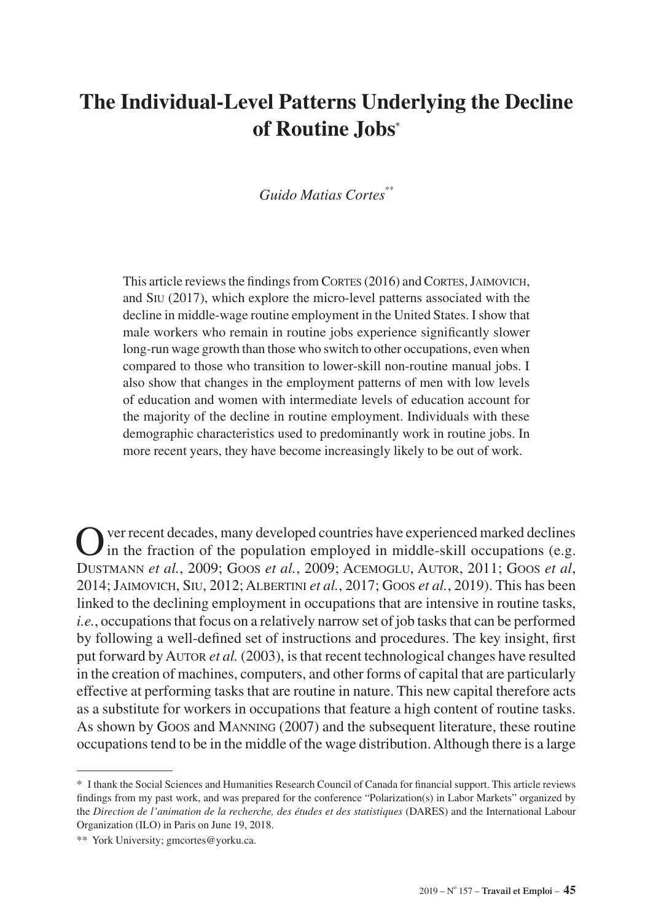# The Individual-Level Patterns Underlying the Decline of Routine Jobs*

*Guido Matias Cortes***

This article reviews the findings from Cortes (2016) and Cortes, Jaimovich, and Siu (2017), which explore the micro-level patterns associated with the decline in middle-wage routine employment in the United States. I show that male workers who remain in routine jobs experience significantly slower long-run wage growth than those who switch to other occupations, even when compared to those who transition to lower-skill non-routine manual jobs. I also show that changes in the employment patterns of men with low levels of education and women with intermediate levels of education account for the majority of the decline in routine employment. Individuals with these demographic characteristics used to predominantly work in routine jobs. In more recent years, they have become increasingly likely to be out of work.

Over recent decades, many developed countries have experienced marked declines in the fraction of the population employed in middle-skill occupations (e.g. Dustmann *et al.*, 2009; Goos *et al.*, 2009; Acemoglu, Autor, 2011; Goos *et al*, 2014; Jaimovich, Siu, 2012; Albertini *et al.*, 2017; Goos *et al.*, 2019). This has been linked to the declining employment in occupations that are intensive in routine tasks, *i.e.*, occupations that focus on a relatively narrow set of job tasks that can be performed by following a well-defined set of instructions and procedures. The key insight, first put forward by Autor *et al.* (2003), is that recent technological changes have resulted in the creation of machines, computers, and other forms of capital that are particularly effective at performing tasks that are routine in nature. This new capital therefore acts as a substitute for workers in occupations that feature a high content of routine tasks. As shown by Goos and Manning (2007) and the subsequent literature, these routine occupations tend to be in the middle of the wage distribution. Although there is a large

---

\* I thank the Social Sciences and Humanities Research Council of Canada for financial support. This article reviews findings from my past work, and was prepared for the conference "Polarization(s) in Labor Markets" organized by the *Direction de l'animation de la recherche, des études et des statistiques* (DARES) and the International Labour Organization (ILO) in Paris on June 19, 2018.

\*\* York University; gmcortes@yorku.ca.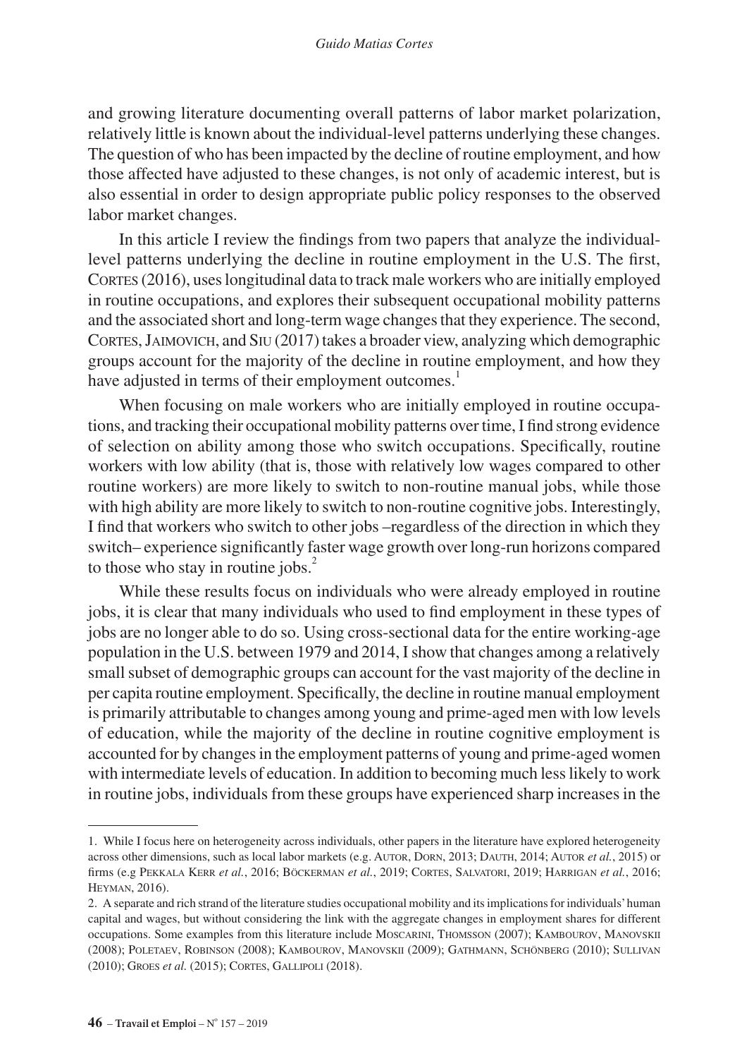and growing literature documenting overall patterns of labor market polarization, relatively little is known about the individual-level patterns underlying these changes. The question of who has been impacted by the decline of routine employment, and how those affected have adjusted to these changes, is not only of academic interest, but is also essential in order to design appropriate public policy responses to the observed labor market changes.

In this article I review the findings from two papers that analyze the individual-level patterns underlying the decline in routine employment in the U.S. The first, Cortes (2016), uses longitudinal data to track male workers who are initially employed in routine occupations, and explores their subsequent occupational mobility patterns and the associated short and long-term wage changes that they experience. The second, Cortes, Jaimovich, and Siu (2017) takes a broader view, analyzing which demographic groups account for the majority of the decline in routine employment, and how they have adjusted in terms of their employment outcomes.[1]

When focusing on male workers who are initially employed in routine occupations, and tracking their occupational mobility patterns over time, I find strong evidence of selection on ability among those who switch occupations. Specifically, routine workers with low ability (that is, those with relatively low wages compared to other routine workers) are more likely to switch to non-routine manual jobs, while those with high ability are more likely to switch to non-routine cognitive jobs. Interestingly, I find that workers who switch to other jobs –regardless of the direction in which they switch– experience significantly faster wage growth over long-run horizons compared to those who stay in routine jobs.[2]

While these results focus on individuals who were already employed in routine jobs, it is clear that many individuals who used to find employment in these types of jobs are no longer able to do so. Using cross-sectional data for the entire working-age population in the U.S. between 1979 and 2014, I show that changes among a relatively small subset of demographic groups can account for the vast majority of the decline in per capita routine employment. Specifically, the decline in routine manual employment is primarily attributable to changes among young and prime-aged men with low levels of education, while the majority of the decline in routine cognitive employment is accounted for by changes in the employment patterns of young and prime-aged women with intermediate levels of education. In addition to becoming much less likely to work in routine jobs, individuals from these groups have experienced sharp increases in the

---

1. While I focus here on heterogeneity across individuals, other papers in the literature have explored heterogeneity across other dimensions, such as local labor markets (e.g. Autor, Dorn, 2013; Dauth, 2014; Autor *et al.*, 2015) or firms (e.g Pekkala Kerr *et al.*, 2016; Böckerman *et al.*, 2019; Cortes, Salvatori, 2019; Harrigan *et al.*, 2016; Heyman, 2016).

2. A separate and rich strand of the literature studies occupational mobility and its implications for individuals' human capital and wages, but without considering the link with the aggregate changes in employment shares for different occupations. Some examples from this literature include Moscarini, Thomsson (2007); Kambourov, Manovskii (2008); Poletaev, Robinson (2008); Kambourov, Manovskii (2009); Gathmann, Schönberg (2010); Sullivan (2010); Groes *et al.* (2015); Cortes, Gallipoli (2018).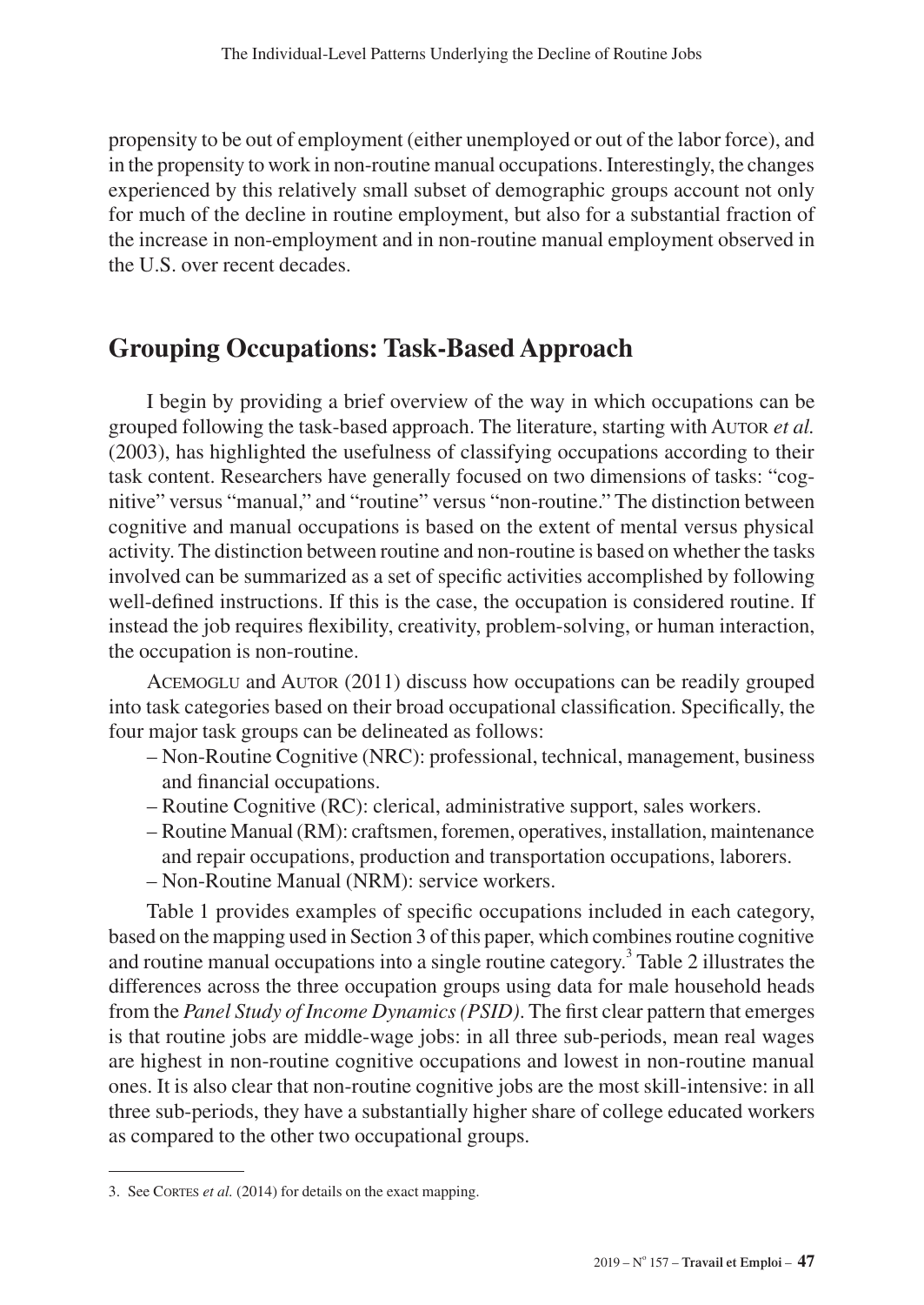propensity to be out of employment (either unemployed or out of the labor force), and in the propensity to work in non-routine manual occupations. Interestingly, the changes experienced by this relatively small subset of demographic groups account not only for much of the decline in routine employment, but also for a substantial fraction of the increase in non-employment and in non-routine manual employment observed in the U.S. over recent decades.

## Grouping Occupations: Task-Based Approach

I begin by providing a brief overview of the way in which occupations can be grouped following the task-based approach. The literature, starting with Autor *et al.* (2003), has highlighted the usefulness of classifying occupations according to their task content. Researchers have generally focused on two dimensions of tasks: "cognitive" versus "manual," and "routine" versus "non-routine." The distinction between cognitive and manual occupations is based on the extent of mental versus physical activity. The distinction between routine and non-routine is based on whether the tasks involved can be summarized as a set of specific activities accomplished by following well-defined instructions. If this is the case, the occupation is considered routine. If instead the job requires flexibility, creativity, problem-solving, or human interaction, the occupation is non-routine.

Acemoglu and Autor (2011) discuss how occupations can be readily grouped into task categories based on their broad occupational classification. Specifically, the four major task groups can be delineated as follows:

- Non-Routine Cognitive (NRC): professional, technical, management, business and financial occupations.
- Routine Cognitive (RC): clerical, administrative support, sales workers.
- Routine Manual (RM): craftsmen, foremen, operatives, installation, maintenance and repair occupations, production and transportation occupations, laborers.
- Non-Routine Manual (NRM): service workers.

Table 1 provides examples of specific occupations included in each category, based on the mapping used in Section 3 of this paper, which combines routine cognitive and routine manual occupations into a single routine category.[3] Table 2 illustrates the differences across the three occupation groups using data for male household heads from the *Panel Study of Income Dynamics (PSID)*. The first clear pattern that emerges is that routine jobs are middle-wage jobs: in all three sub-periods, mean real wages are highest in non-routine cognitive occupations and lowest in non-routine manual ones. It is also clear that non-routine cognitive jobs are the most skill-intensive: in all three sub-periods, they have a substantially higher share of college educated workers as compared to the other two occupational groups.

---

3. See Cortes *et al.* (2014) for details on the exact mapping.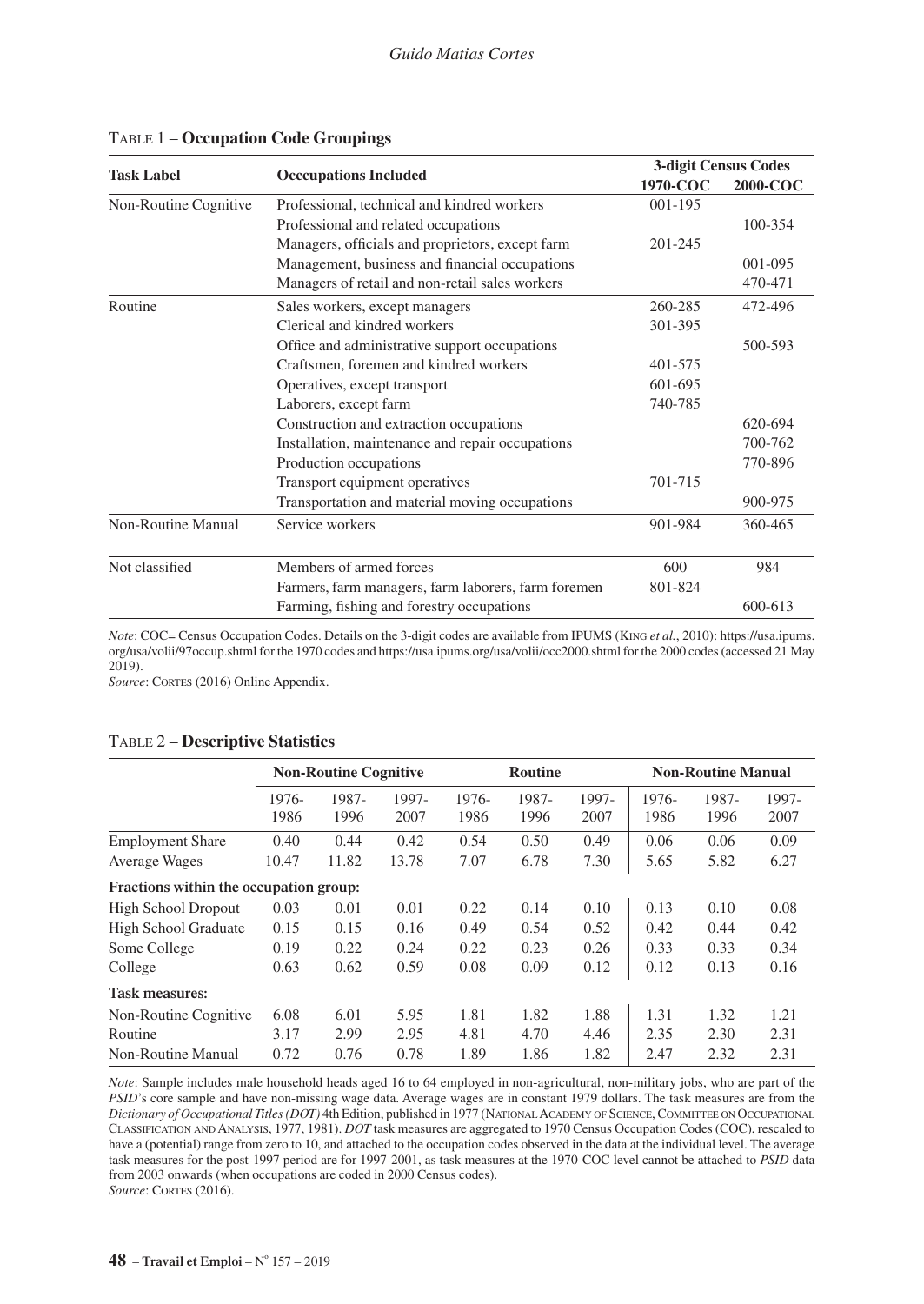Table 1 – **Occupation Code Groupings**

| Task Label | Occcupations Included | 3-digit Census Codes | |
|---|---|---|---|
| | | 1970-COC | 2000-COC |
| Non-Routine Cognitive | Professional, technical and kindred workers | 001-195 | |
| | Professional and related occupations | | 100-354 |
| | Managers, officials and proprietors, except farm | 201-245 | |
| | Management, business and financial occupations | | 001-095 |
| | Managers of retail and non-retail sales workers | | 470-471 |
| Routine | Sales workers, except managers | 260-285 | 472-496 |
| | Clerical and kindred workers | 301-395 | |
| | Office and administrative support occupations | | 500-593 |
| | Craftsmen, foremen and kindred workers | 401-575 | |
| | Operatives, except transport | 601-695 | |
| | Laborers, except farm | 740-785 | |
| | Construction and extraction occupations | | 620-694 |
| | Installation, maintenance and repair occupations | | 700-762 |
| | Production occupations | | 770-896 |
| | Transport equipment operatives | 701-715 | |
| | Transportation and material moving occupations | | 900-975 |
| Non-Routine Manual | Service workers | 901-984 | 360-465 |
| Not classified | Members of armed forces | 600 | 984 |
| | Farmers, farm managers, farm laborers, farm foremen | 801-824 | |
| | Farming, fishing and forestry occupations | | 600-613 |

*Note*: COC= Census Occupation Codes. Details on the 3-digit codes are available from IPUMS (King *et al.*, 2010): https://usa.ipums.org/usa/volii/97occup.shtml for the 1970 codes and https://usa.ipums.org/usa/volii/occ2000.shtml for the 2000 codes (accessed 21 May 2019).
*Source*: Cortes (2016) Online Appendix.

Table 2 – **Descriptive Statistics**

| | Non-Routine Cognitive | | | Routine | | | Non-Routine Manual | | |
|---|---|---|---|---|---|---|---|---|---|
| | 1976-1986 | 1987-1996 | 1997-2007 | 1976-1986 | 1987-1996 | 1997-2007 | 1976-1986 | 1987-1996 | 1997-2007 |
| Employment Share | 0.40 | 0.44 | 0.42 | 0.54 | 0.50 | 0.49 | 0.06 | 0.06 | 0.09 |
| Average Wages | 10.47 | 11.82 | 13.78 | 7.07 | 6.78 | 7.30 | 5.65 | 5.82 | 6.27 |
| **Fractions within the occupation group:** | | | | | | | | | |
| High School Dropout | 0.03 | 0.01 | 0.01 | 0.22 | 0.14 | 0.10 | 0.13 | 0.10 | 0.08 |
| High School Graduate | 0.15 | 0.15 | 0.16 | 0.49 | 0.54 | 0.52 | 0.42 | 0.44 | 0.42 |
| Some College | 0.19 | 0.22 | 0.24 | 0.22 | 0.23 | 0.26 | 0.33 | 0.33 | 0.34 |
| College | 0.63 | 0.62 | 0.59 | 0.08 | 0.09 | 0.12 | 0.12 | 0.13 | 0.16 |
| **Task measures:** | | | | | | | | | |
| Non-Routine Cognitive | 6.08 | 6.01 | 5.95 | 1.81 | 1.82 | 1.88 | 1.31 | 1.32 | 1.21 |
| Routine | 3.17 | 2.99 | 2.95 | 4.81 | 4.70 | 4.46 | 2.35 | 2.30 | 2.31 |
| Non-Routine Manual | 0.72 | 0.76 | 0.78 | 1.89 | 1.86 | 1.82 | 2.47 | 2.32 | 2.31 |

*Note*: Sample includes male household heads aged 16 to 64 employed in non-agricultural, non-military jobs, who are part of the *PSID*'s core sample and have non-missing wage data. Average wages are in constant 1979 dollars. The task measures are from the *Dictionary of Occupational Titles (DOT)* 4th Edition, published in 1977 (National Academy of Science, Committee on Occupational Classification and Analysis, 1977, 1981). *DOT* task measures are aggregated to 1970 Census Occupation Codes (COC), rescaled to have a (potential) range from zero to 10, and attached to the occupation codes observed in the data at the individual level. The average task measures for the post-1997 period are for 1997-2001, as task measures at the 1970-COC level cannot be attached to *PSID* data from 2003 onwards (when occupations are coded in 2000 Census codes).
*Source*: Cortes (2016).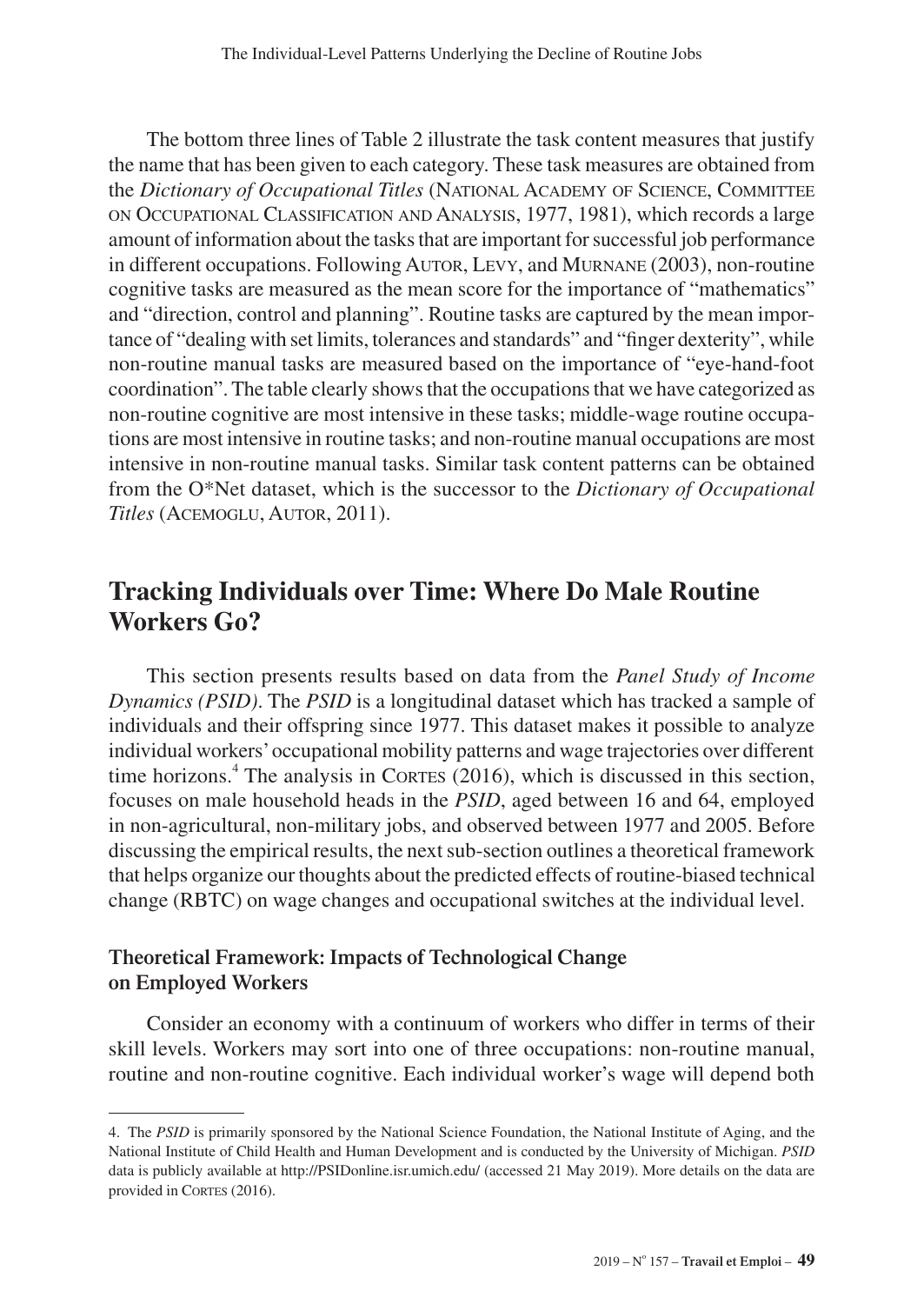The bottom three lines of Table 2 illustrate the task content measures that justify the name that has been given to each category. These task measures are obtained from the *Dictionary of Occupational Titles* (National Academy of Science, Committee on Occupational Classification and Analysis, 1977, 1981), which records a large amount of information about the tasks that are important for successful job performance in different occupations. Following Autor, Levy, and Murnane (2003), non-routine cognitive tasks are measured as the mean score for the importance of "mathematics" and "direction, control and planning". Routine tasks are captured by the mean importance of "dealing with set limits, tolerances and standards" and "finger dexterity", while non-routine manual tasks are measured based on the importance of "eye-hand-foot coordination". The table clearly shows that the occupations that we have categorized as non-routine cognitive are most intensive in these tasks; middle-wage routine occupations are most intensive in routine tasks; and non-routine manual occupations are most intensive in non-routine manual tasks. Similar task content patterns can be obtained from the O*Net dataset, which is the successor to the *Dictionary of Occupational Titles* (Acemoglu, Autor, 2011).

## Tracking Individuals over Time: Where Do Male Routine Workers Go?

This section presents results based on data from the *Panel Study of Income Dynamics (PSID)*. The *PSID* is a longitudinal dataset which has tracked a sample of individuals and their offspring since 1977. This dataset makes it possible to analyze individual workers' occupational mobility patterns and wage trajectories over different time horizons.[4] The analysis in Cortes (2016), which is discussed in this section, focuses on male household heads in the *PSID*, aged between 16 and 64, employed in non-agricultural, non-military jobs, and observed between 1977 and 2005. Before discussing the empirical results, the next sub-section outlines a theoretical framework that helps organize our thoughts about the predicted effects of routine-biased technical change (RBTC) on wage changes and occupational switches at the individual level.

### Theoretical Framework: Impacts of Technological Change on Employed Workers

Consider an economy with a continuum of workers who differ in terms of their skill levels. Workers may sort into one of three occupations: non-routine manual, routine and non-routine cognitive. Each individual worker's wage will depend both

4. The *PSID* is primarily sponsored by the National Science Foundation, the National Institute of Aging, and the National Institute of Child Health and Human Development and is conducted by the University of Michigan. *PSID* data is publicly available at http://PSIDonline.isr.umich.edu/ (accessed 21 May 2019). More details on the data are provided in Cortes (2016).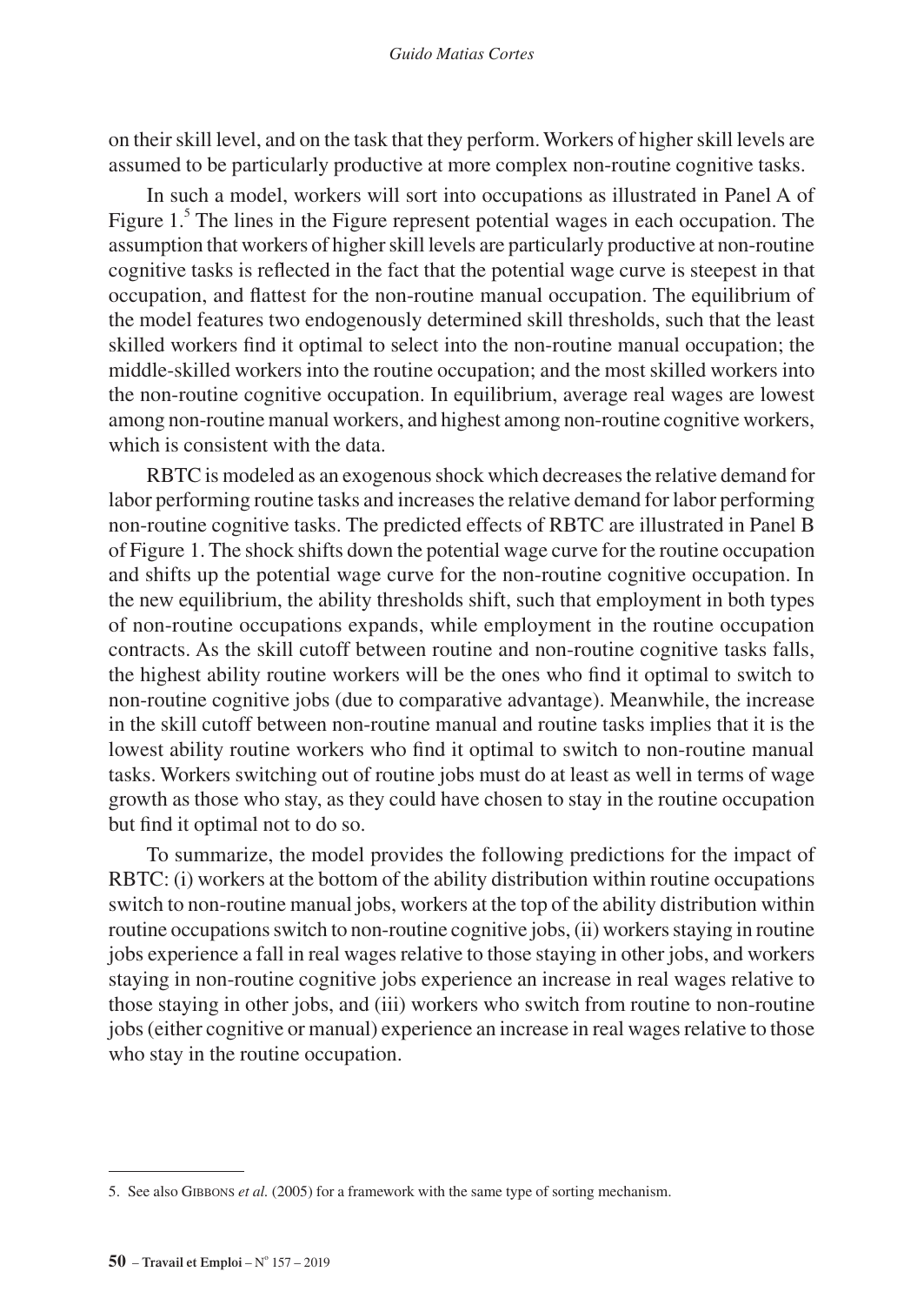on their skill level, and on the task that they perform. Workers of higher skill levels are assumed to be particularly productive at more complex non-routine cognitive tasks.

In such a model, workers will sort into occupations as illustrated in Panel A of Figure 1.[5] The lines in the Figure represent potential wages in each occupation. The assumption that workers of higher skill levels are particularly productive at non-routine cognitive tasks is reflected in the fact that the potential wage curve is steepest in that occupation, and flattest for the non-routine manual occupation. The equilibrium of the model features two endogenously determined skill thresholds, such that the least skilled workers find it optimal to select into the non-routine manual occupation; the middle-skilled workers into the routine occupation; and the most skilled workers into the non-routine cognitive occupation. In equilibrium, average real wages are lowest among non-routine manual workers, and highest among non-routine cognitive workers, which is consistent with the data.

RBTC is modeled as an exogenous shock which decreases the relative demand for labor performing routine tasks and increases the relative demand for labor performing non-routine cognitive tasks. The predicted effects of RBTC are illustrated in Panel B of Figure 1. The shock shifts down the potential wage curve for the routine occupation and shifts up the potential wage curve for the non-routine cognitive occupation. In the new equilibrium, the ability thresholds shift, such that employment in both types of non-routine occupations expands, while employment in the routine occupation contracts. As the skill cutoff between routine and non-routine cognitive tasks falls, the highest ability routine workers will be the ones who find it optimal to switch to non-routine cognitive jobs (due to comparative advantage). Meanwhile, the increase in the skill cutoff between non-routine manual and routine tasks implies that it is the lowest ability routine workers who find it optimal to switch to non-routine manual tasks. Workers switching out of routine jobs must do at least as well in terms of wage growth as those who stay, as they could have chosen to stay in the routine occupation but find it optimal not to do so.

To summarize, the model provides the following predictions for the impact of RBTC: (i) workers at the bottom of the ability distribution within routine occupations switch to non-routine manual jobs, workers at the top of the ability distribution within routine occupations switch to non-routine cognitive jobs, (ii) workers staying in routine jobs experience a fall in real wages relative to those staying in other jobs, and workers staying in non-routine cognitive jobs experience an increase in real wages relative to those staying in other jobs, and (iii) workers who switch from routine to non-routine jobs (either cognitive or manual) experience an increase in real wages relative to those who stay in the routine occupation.

---

5. See also Gibbons *et al.* (2005) for a framework with the same type of sorting mechanism.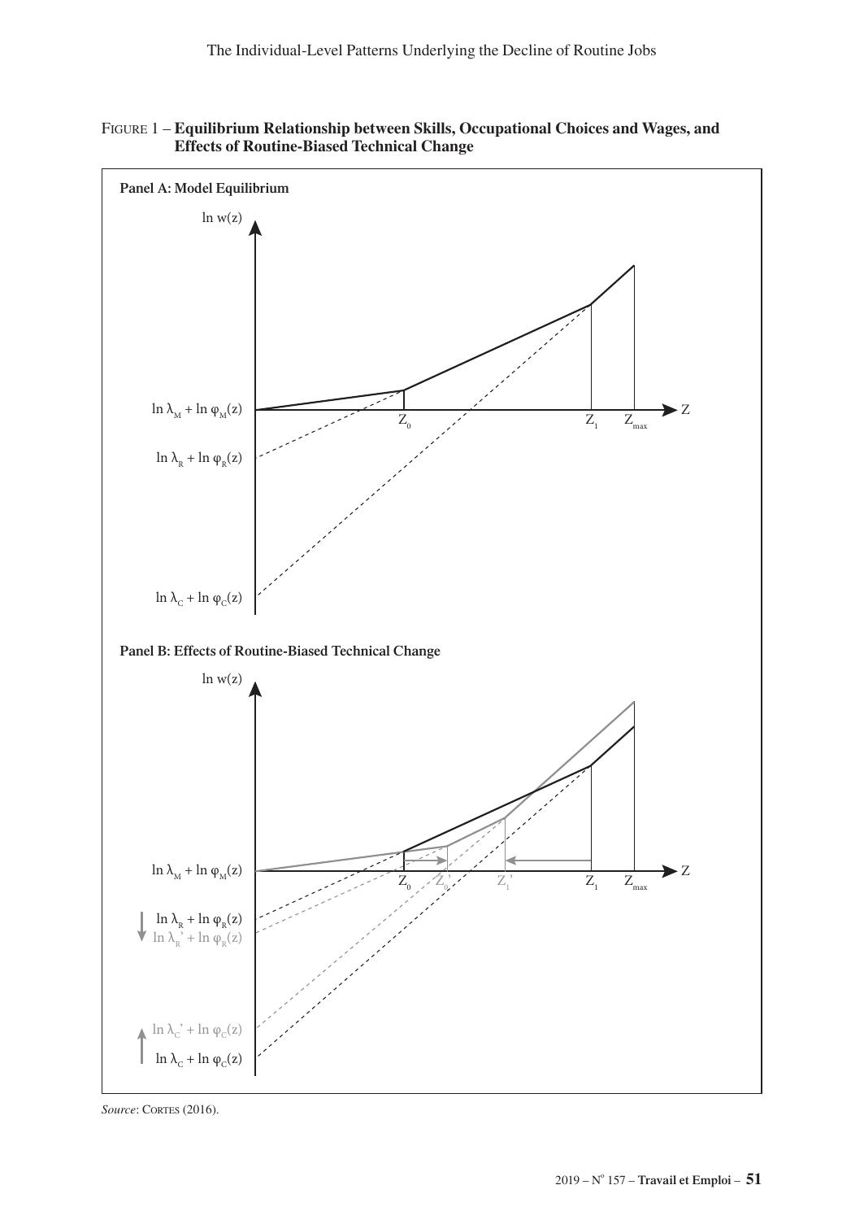FIGURE 1 – **Equilibrium Relationship between Skills, Occupational Choices and Wages, and Effects of Routine-Biased Technical Change**

**Panel A: Model Equilibrium**

$\ln w(z)$

$\ln \lambda_M + \ln \varphi_M(z)$

$\ln \lambda_R + \ln \varphi_R(z)$

$\ln \lambda_C + \ln \varphi_C(z)$

$Z_0$ $Z_1$ $Z_{max}$ Z

**Panel B: Effects of Routine-Biased Technical Change**

$\ln w(z)$

$\ln \lambda_M + \ln \varphi_M(z)$

$\ln \lambda_R + \ln \varphi_R(z)$

$\ln \lambda_R' + \ln \varphi_R(z)$

$\ln \lambda_C' + \ln \varphi_C(z)$

$\ln \lambda_C + \ln \varphi_C(z)$

$Z_0$ $Z_0'$ $Z_1'$ $Z_1$ $Z_{max}$ Z

*Source*: CORTES (2016).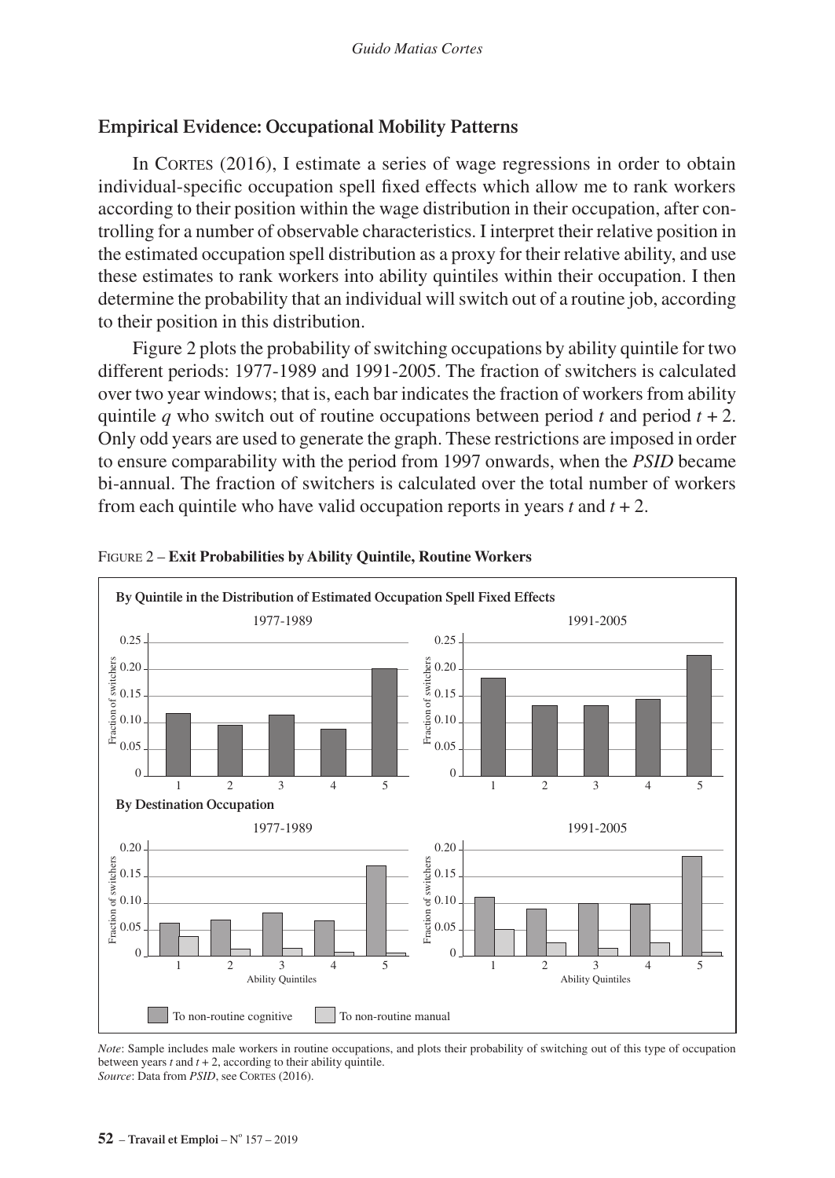## Empirical Evidence: Occupational Mobility Patterns

In CORTES (2016), I estimate a series of wage regressions in order to obtain individual-specific occupation spell fixed effects which allow me to rank workers according to their position within the wage distribution in their occupation, after controlling for a number of observable characteristics. I interpret their relative position in the estimated occupation spell distribution as a proxy for their relative ability, and use these estimates to rank workers into ability quintiles within their occupation. I then determine the probability that an individual will switch out of a routine job, according to their position in this distribution.

Figure 2 plots the probability of switching occupations by ability quintile for two different periods: 1977-1989 and 1991-2005. The fraction of switchers is calculated over two year windows; that is, each bar indicates the fraction of workers from ability quintile $q$ who switch out of routine occupations between period $t$ and period $t + 2$. Only odd years are used to generate the graph. These restrictions are imposed in order to ensure comparability with the period from 1997 onwards, when the *PSID* became bi-annual. The fraction of switchers is calculated over the total number of workers from each quintile who have valid occupation reports in years $t$ and $t + 2$.

FIGURE 2 – **Exit Probabilities by Ability Quintile, Routine Workers**

*Note*: Sample includes male workers in routine occupations, and plots their probability of switching out of this type of occupation between years $t$ and $t + 2$, according to their ability quintile.
*Source*: Data from *PSID*, see CORTES (2016).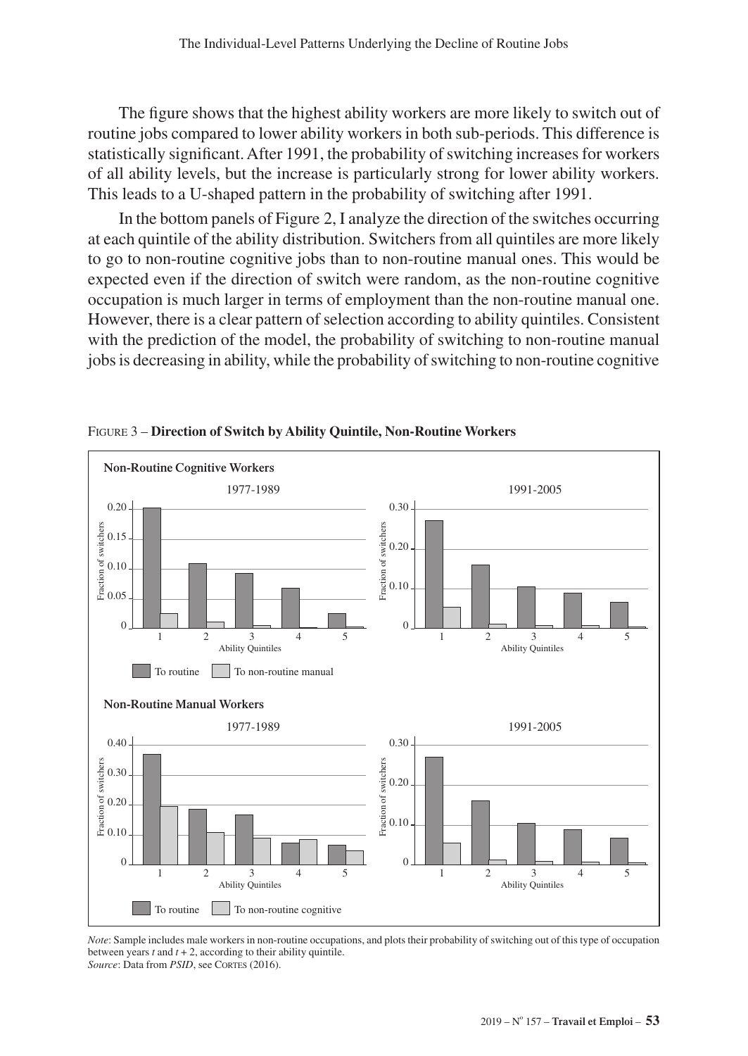The figure shows that the highest ability workers are more likely to switch out of routine jobs compared to lower ability workers in both sub-periods. This difference is statistically significant. After 1991, the probability of switching increases for workers of all ability levels, but the increase is particularly strong for lower ability workers. This leads to a U-shaped pattern in the probability of switching after 1991.

In the bottom panels of Figure 2, I analyze the direction of the switches occurring at each quintile of the ability distribution. Switchers from all quintiles are more likely to go to non-routine cognitive jobs than to non-routine manual ones. This would be expected even if the direction of switch were random, as the non-routine cognitive occupation is much larger in terms of employment than the non-routine manual one. However, there is a clear pattern of selection according to ability quintiles. Consistent with the prediction of the model, the probability of switching to non-routine manual jobs is decreasing in ability, while the probability of switching to non-routine cognitive

Figure 3 – **Direction of Switch by Ability Quintile, Non-Routine Workers**

*Note*: Sample includes male workers in non-routine occupations, and plots their probability of switching out of this type of occupation between years $t$ and $t + 2$, according to their ability quintile.
*Source*: Data from *PSID*, see Cortes (2016).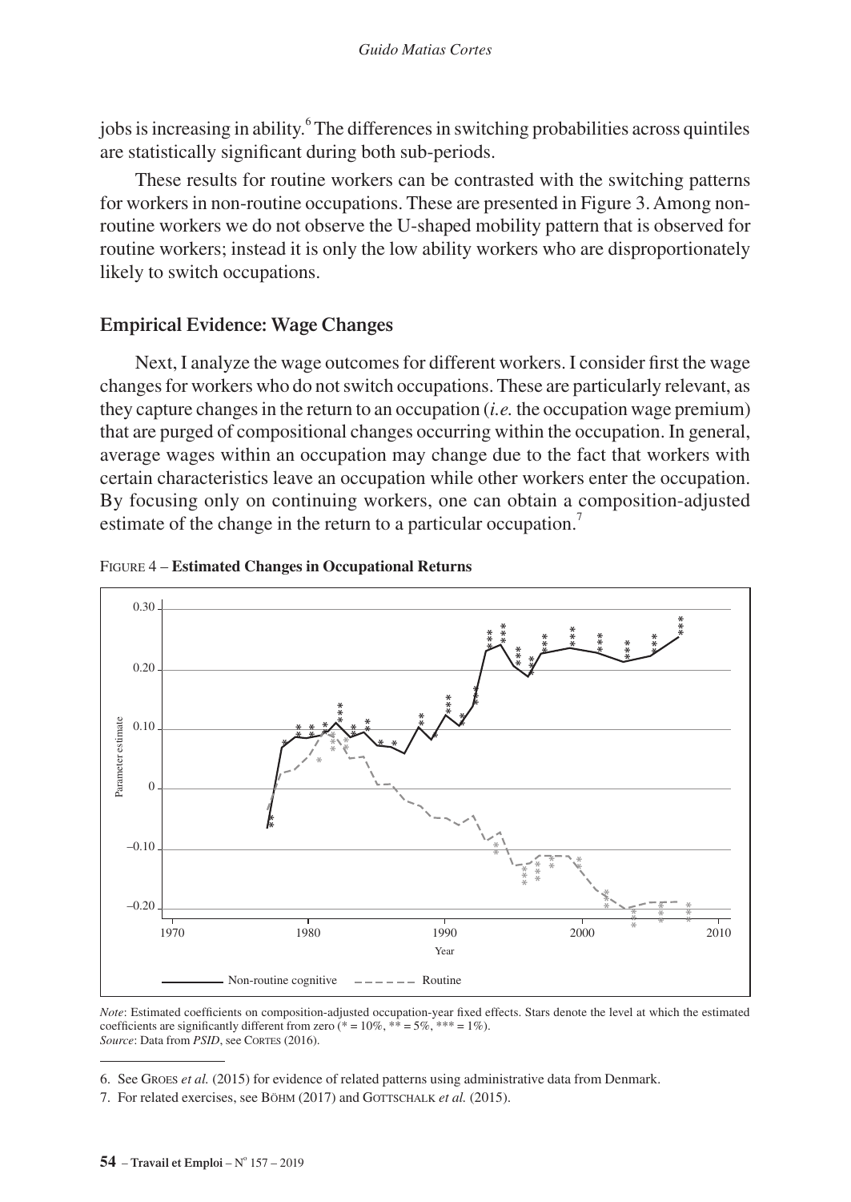jobs is increasing in ability.[6] The differences in switching probabilities across quintiles are statistically significant during both sub-periods.

These results for routine workers can be contrasted with the switching patterns for workers in non-routine occupations. These are presented in Figure 3. Among non-routine workers we do not observe the U-shaped mobility pattern that is observed for routine workers; instead it is only the low ability workers who are disproportionately likely to switch occupations.

## Empirical Evidence: Wage Changes

Next, I analyze the wage outcomes for different workers. I consider first the wage changes for workers who do not switch occupations. These are particularly relevant, as they capture changes in the return to an occupation (*i.e.* the occupation wage premium) that are purged of compositional changes occurring within the occupation. In general, average wages within an occupation may change due to the fact that workers with certain characteristics leave an occupation while other workers enter the occupation. By focusing only on continuing workers, one can obtain a composition-adjusted estimate of the change in the return to a particular occupation.[7]

FIGURE 4 – **Estimated Changes in Occupational Returns**

*Note*: Estimated coefficients on composition-adjusted occupation-year fixed effects. Stars denote the level at which the estimated coefficients are significantly different from zero (* = 10%, ** = 5%, *** = 1%).
*Source*: Data from *PSID*, see CORTES (2016).

6. See GROES *et al.* (2015) for evidence of related patterns using administrative data from Denmark.

7. For related exercises, see BÖHM (2017) and GOTTSCHALK *et al.* (2015).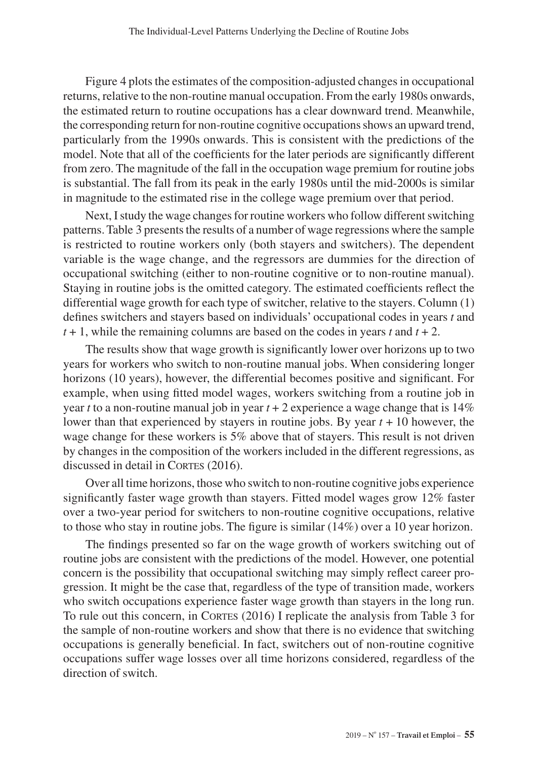Figure 4 plots the estimates of the composition-adjusted changes in occupational returns, relative to the non-routine manual occupation. From the early 1980s onwards, the estimated return to routine occupations has a clear downward trend. Meanwhile, the corresponding return for non-routine cognitive occupations shows an upward trend, particularly from the 1990s onwards. This is consistent with the predictions of the model. Note that all of the coefficients for the later periods are significantly different from zero. The magnitude of the fall in the occupation wage premium for routine jobs is substantial. The fall from its peak in the early 1980s until the mid-2000s is similar in magnitude to the estimated rise in the college wage premium over that period.

Next, I study the wage changes for routine workers who follow different switching patterns. Table 3 presents the results of a number of wage regressions where the sample is restricted to routine workers only (both stayers and switchers). The dependent variable is the wage change, and the regressors are dummies for the direction of occupational switching (either to non-routine cognitive or to non-routine manual). Staying in routine jobs is the omitted category. The estimated coefficients reflect the differential wage growth for each type of switcher, relative to the stayers. Column (1) defines switchers and stayers based on individuals' occupational codes in years $t$ and $t + 1$, while the remaining columns are based on the codes in years $t$ and $t + 2$.

The results show that wage growth is significantly lower over horizons up to two years for workers who switch to non-routine manual jobs. When considering longer horizons (10 years), however, the differential becomes positive and significant. For example, when using fitted model wages, workers switching from a routine job in year $t$ to a non-routine manual job in year $t + 2$ experience a wage change that is 14% lower than that experienced by stayers in routine jobs. By year $t + 10$ however, the wage change for these workers is 5% above that of stayers. This result is not driven by changes in the composition of the workers included in the different regressions, as discussed in detail in Cortes (2016).

Over all time horizons, those who switch to non-routine cognitive jobs experience significantly faster wage growth than stayers. Fitted model wages grow 12% faster over a two-year period for switchers to non-routine cognitive occupations, relative to those who stay in routine jobs. The figure is similar (14%) over a 10 year horizon.

The findings presented so far on the wage growth of workers switching out of routine jobs are consistent with the predictions of the model. However, one potential concern is the possibility that occupational switching may simply reflect career progression. It might be the case that, regardless of the type of transition made, workers who switch occupations experience faster wage growth than stayers in the long run. To rule out this concern, in Cortes (2016) I replicate the analysis from Table 3 for the sample of non-routine workers and show that there is no evidence that switching occupations is generally beneficial. In fact, switchers out of non-routine cognitive occupations suffer wage losses over all time horizons considered, regardless of the direction of switch.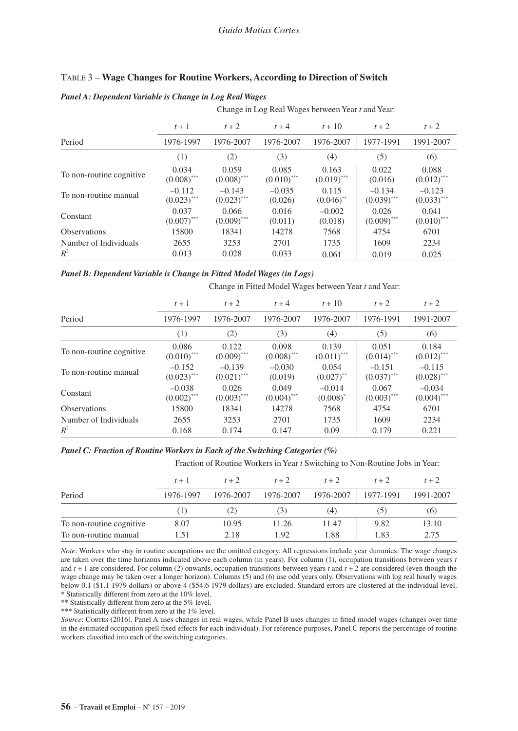TABLE 3 – **Wage Changes for Routine Workers, According to Direction of Switch**

***Panel A: Dependent Variable is Change in Log Real Wages***

| | Change in Log Real Wages between Year *t* and Year: | | | | | |
|---|---|---|---|---|---|---|
| | $t+1$ | $t+2$ | $t+4$ | $t+10$ | $t+2$ | $t+2$ |
| Period | 1976-1997 | 1976-2007 | 1976-2007 | 1976-2007 | 1977-1991 | 1991-2007 |
| | (1) | (2) | (3) | (4) | (5) | (6) |
| To non-routine cognitive | 0.034 (0.008)*** | 0.059 (0.008)*** | 0.085 (0.010)*** | 0.163 (0.019)*** | 0.022 (0.016) | 0.088 (0.012)*** |
| To non-routine manual | –0.112 (0.023)*** | –0.143 (0.023)*** | –0.035 (0.026) | 0.115 (0.046)** | –0.134 (0.039)*** | –0.123 (0.033)*** |
| Constant | 0.037 (0.007)*** | 0.066 (0.009)*** | 0.016 (0.011) | –0.002 (0.018) | 0.026 (0.009)*** | 0.041 (0.010)*** |
| Observations | 15800 | 18341 | 14278 | 7568 | 4754 | 6701 |
| Number of Individuals | 2655 | 3253 | 2701 | 1735 | 1609 | 2234 |
| $R^2$ | 0.013 | 0.028 | 0.033 | 0.061 | 0.019 | 0.025 |

***Panel B: Dependent Variable is Change in Fitted Model Wages (in Logs)***

| | Change in Fitted Model Wages between Year *t* and Year: | | | | | |
|---|---|---|---|---|---|---|
| | $t+1$ | $t+2$ | $t+4$ | $t+10$ | $t+2$ | $t+2$ |
| Period | 1976-1997 | 1976-2007 | 1976-2007 | 1976-2007 | 1976-1991 | 1991-2007 |
| | (1) | (2) | (3) | (4) | (5) | (6) |
| To non-routine cognitive | 0.086 (0.010)*** | 0.122 (0.009)*** | 0.098 (0.008)*** | 0.139 (0.011)*** | 0.051 (0.014)*** | 0.184 (0.012)*** |
| To non-routine manual | –0.152 (0.023)*** | –0.139 (0.021)*** | –0.030 (0.019) | 0.054 (0.027)** | –0.151 (0.037)*** | –0.115 (0.028)*** |
| Constant | –0.038 (0.002)*** | 0.026 (0.003)*** | 0.049 (0.004)*** | –0.014 (0.008)* | 0.067 (0.003)*** | –0.034 (0.004)*** |
| Observations | 15800 | 18341 | 14278 | 7568 | 4754 | 6701 |
| Number of Individuals | 2655 | 3253 | 2701 | 1735 | 1609 | 2234 |
| $R^2$ | 0.168 | 0.174 | 0.147 | 0.09 | 0.179 | 0.221 |

***Panel C: Fraction of Routine Workers in Each of the Switching Categories (%)***

| | Fraction of Routine Workers in Year *t* Switching to Non-Routine Jobs in Year: | | | | | |
|---|---|---|---|---|---|---|
| | $t+1$ | $t+2$ | $t+2$ | $t+2$ | $t+2$ | $t+2$ |
| Period | 1976-1997 | 1976-2007 | 1976-2007 | 1976-2007 | 1977-1991 | 1991-2007 |
| | (1) | (2) | (3) | (4) | (5) | (6) |
| To non-routine cognitive | 8.07 | 10.95 | 11.26 | 11.47 | 9.82 | 13.10 |
| To non-routine manual | 1.51 | 2.18 | 1.92 | 1.88 | 1.83 | 2.75 |

*Note*: Workers who stay in routine occupations are the omitted category. All regressions include year dummies. The wage changes are taken over the time horizons indicated above each column (in years). For column (1), occupation transitions between years *t* and $t+1$ are considered. For column (2) onwards, occupation transitions between years *t* and $t+2$ are considered (even though the wage change may be taken over a longer horizon). Columns (5) and (6) use odd years only. Observations with log real hourly wages below 0.1 ($1.1 1979 dollars) or above 4 ($54.6 1979 dollars) are excluded. Standard errors are clustered at the individual level.
* Statistically different from zero at the 10% level.
** Statistically different from zero at the 5% level.
*** Statistically different from zero at the 1% level.

*Source*: Cortes (2016). Panel A uses changes in real wages, while Panel B uses changes in fitted model wages (changes over time in the estimated occupation spell fixed effects for each individual). For reference purposes, Panel C reports the percentage of routine workers classified into each of the switching categories.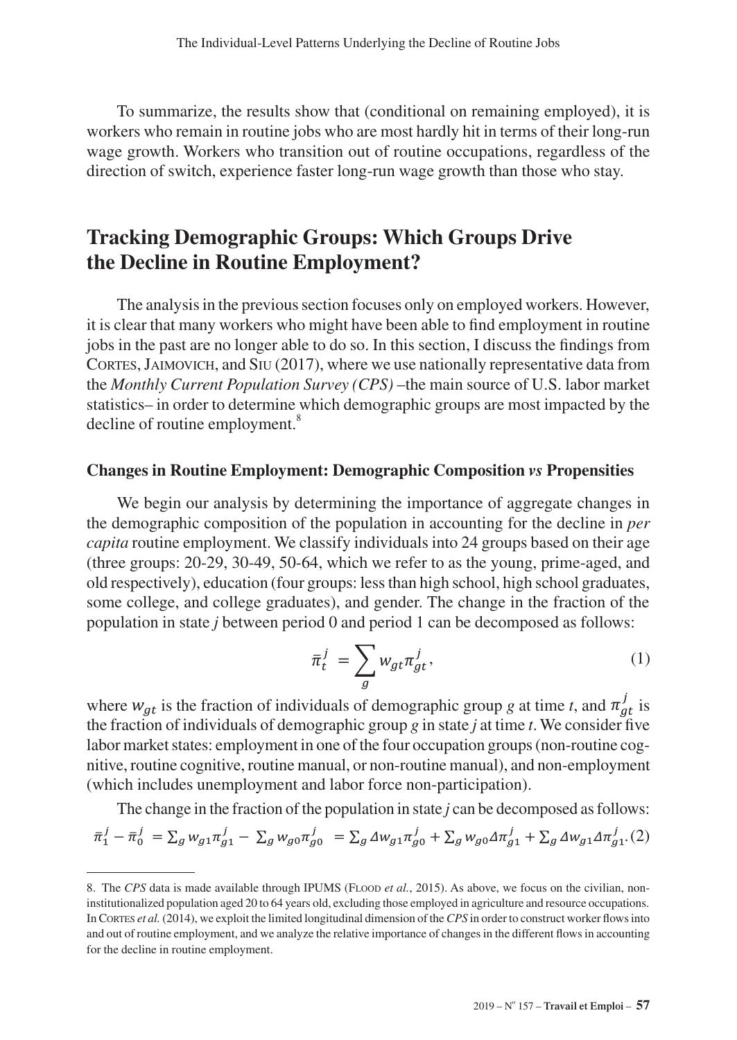To summarize, the results show that (conditional on remaining employed), it is workers who remain in routine jobs who are most hardly hit in terms of their long-run wage growth. Workers who transition out of routine occupations, regardless of the direction of switch, experience faster long-run wage growth than those who stay.

## Tracking Demographic Groups: Which Groups Drive the Decline in Routine Employment?

The analysis in the previous section focuses only on employed workers. However, it is clear that many workers who might have been able to find employment in routine jobs in the past are no longer able to do so. In this section, I discuss the findings from Cortes, Jaimovich, and Siu (2017), where we use nationally representative data from the *Monthly Current Population Survey (CPS)* –the main source of U.S. labor market statistics– in order to determine which demographic groups are most impacted by the decline of routine employment.[8]

### Changes in Routine Employment: Demographic Composition *vs* Propensities

We begin our analysis by determining the importance of aggregate changes in the demographic composition of the population in accounting for the decline in *per capita* routine employment. We classify individuals into 24 groups based on their age (three groups: 20-29, 30-49, 50-64, which we refer to as the young, prime-aged, and old respectively), education (four groups: less than high school, high school graduates, some college, and college graduates), and gender. The change in the fraction of the population in state *j* between period 0 and period 1 can be decomposed as follows:

$$\bar{\pi}_t^j = \sum_g w_{gt} \pi_{gt}^j, \qquad (1)$$

where $w_{gt}$ is the fraction of individuals of demographic group *g* at time *t*, and $\pi_{gt}^j$ is the fraction of individuals of demographic group *g* in state *j* at time *t*. We consider five labor market states: employment in one of the four occupation groups (non-routine cognitive, routine cognitive, routine manual, or non-routine manual), and non-employment (which includes unemployment and labor force non-participation).

The change in the fraction of the population in state *j* can be decomposed as follows:

$$\bar{\pi}_1^j - \bar{\pi}_0^j = \sum_g w_{g1} \pi_{g1}^j - \sum_g w_{g0} \pi_{g0}^j = \sum_g \Delta w_{g1} \pi_{g0}^j + \sum_g w_{g0} \Delta \pi_{g1}^j + \sum_g \Delta w_{g1} \Delta \pi_{g1}^j. \qquad (2)$$

---

8. The *CPS* data is made available through IPUMS (Flood *et al.*, 2015). As above, we focus on the civilian, non-institutionalized population aged 20 to 64 years old, excluding those employed in agriculture and resource occupations. In Cortes *et al.* (2014), we exploit the limited longitudinal dimension of the *CPS* in order to construct worker flows into and out of routine employment, and we analyze the relative importance of changes in the different flows in accounting for the decline in routine employment.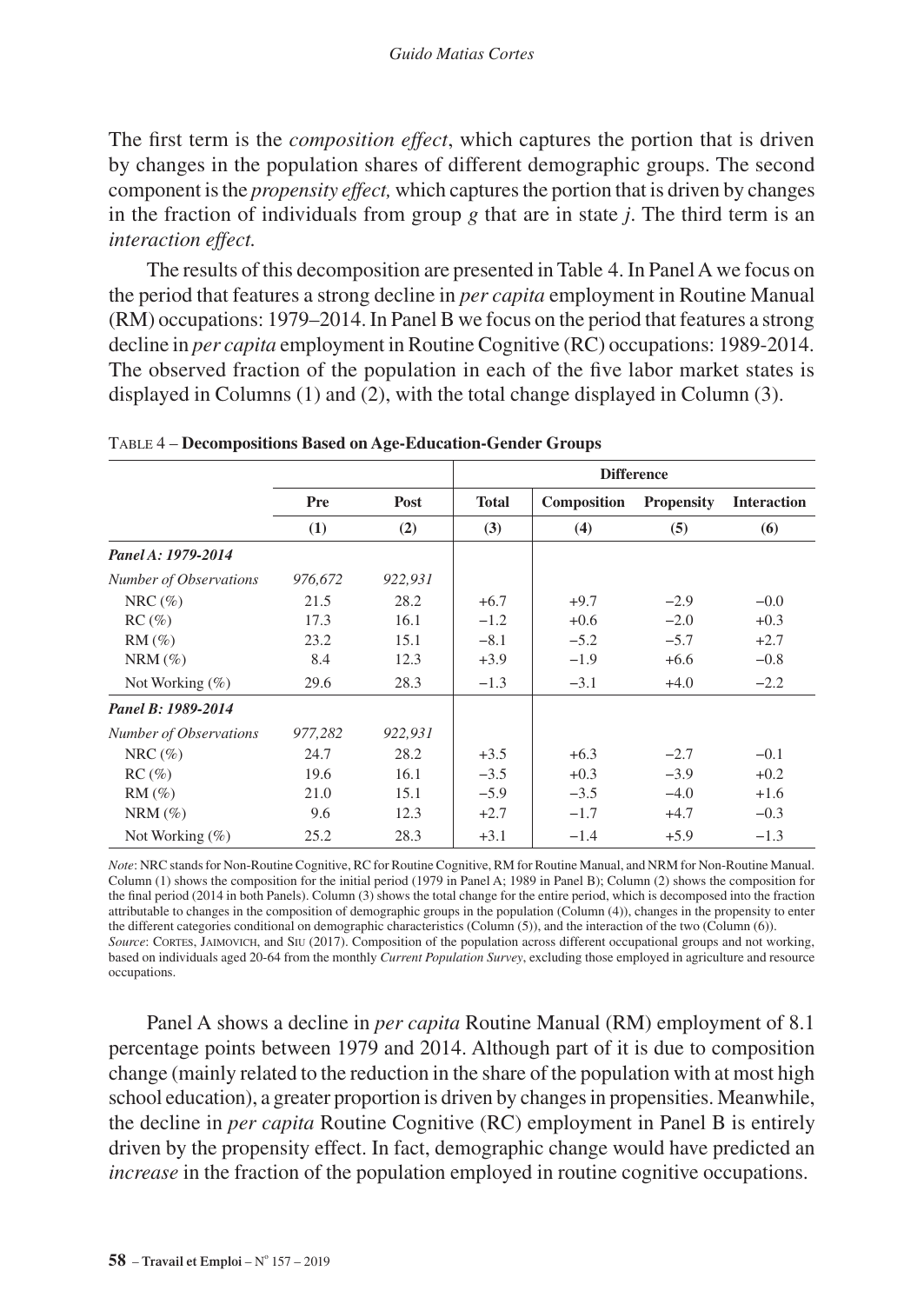The first term is the *composition effect*, which captures the portion that is driven by changes in the population shares of different demographic groups. The second component is the *propensity effect,* which captures the portion that is driven by changes in the fraction of individuals from group $g$ that are in state $j$. The third term is an *interaction effect.*

The results of this decomposition are presented in Table 4. In Panel A we focus on the period that features a strong decline in *per capita* employment in Routine Manual (RM) occupations: 1979–2014. In Panel B we focus on the period that features a strong decline in *per capita* employment in Routine Cognitive (RC) occupations: 1989-2014. The observed fraction of the population in each of the five labor market states is displayed in Columns (1) and (2), with the total change displayed in Column (3).

Table 4 – **Decompositions Based on Age-Education-Gender Groups**

| | | | Difference | | | |
|---|---|---|---|---|---|---|
| | **Pre** | **Post** | **Total** | **Composition** | **Propensity** | **Interaction** |
| | **(1)** | **(2)** | **(3)** | **(4)** | **(5)** | **(6)** |
| ***Panel A: 1979-2014*** | | | | | | |
| *Number of Observations* | *976,672* | *922,931* | | | | |
| NRC (%) | 21.5 | 28.2 | +6.7 | +9.7 | −2.9 | −0.0 |
| RC (%) | 17.3 | 16.1 | −1.2 | +0.6 | −2.0 | +0.3 |
| RM (%) | 23.2 | 15.1 | −8.1 | −5.2 | −5.7 | +2.7 |
| NRM (%) | 8.4 | 12.3 | +3.9 | −1.9 | +6.6 | −0.8 |
| Not Working (%) | 29.6 | 28.3 | −1.3 | −3.1 | +4.0 | −2.2 |
| ***Panel B: 1989-2014*** | | | | | | |
| *Number of Observations* | *977,282* | *922,931* | | | | |
| NRC (%) | 24.7 | 28.2 | +3.5 | +6.3 | −2.7 | −0.1 |
| RC (%) | 19.6 | 16.1 | −3.5 | +0.3 | −3.9 | +0.2 |
| RM (%) | 21.0 | 15.1 | −5.9 | −3.5 | −4.0 | +1.6 |
| NRM (%) | 9.6 | 12.3 | +2.7 | −1.7 | +4.7 | −0.3 |
| Not Working (%) | 25.2 | 28.3 | +3.1 | −1.4 | +5.9 | −1.3 |

*Note*: NRC stands for Non-Routine Cognitive, RC for Routine Cognitive, RM for Routine Manual, and NRM for Non-Routine Manual. Column (1) shows the composition for the initial period (1979 in Panel A; 1989 in Panel B); Column (2) shows the composition for the final period (2014 in both Panels). Column (3) shows the total change for the entire period, which is decomposed into the fraction attributable to changes in the composition of demographic groups in the population (Column (4)), changes in the propensity to enter the different categories conditional on demographic characteristics (Column (5)), and the interaction of the two (Column (6)).
*Source*: Cortes, Jaimovich, and Siu (2017). Composition of the population across different occupational groups and not working, based on individuals aged 20-64 from the monthly *Current Population Survey*, excluding those employed in agriculture and resource occupations.

Panel A shows a decline in *per capita* Routine Manual (RM) employment of 8.1 percentage points between 1979 and 2014. Although part of it is due to composition change (mainly related to the reduction in the share of the population with at most high school education), a greater proportion is driven by changes in propensities. Meanwhile, the decline in *per capita* Routine Cognitive (RC) employment in Panel B is entirely driven by the propensity effect. In fact, demographic change would have predicted an *increase* in the fraction of the population employed in routine cognitive occupations.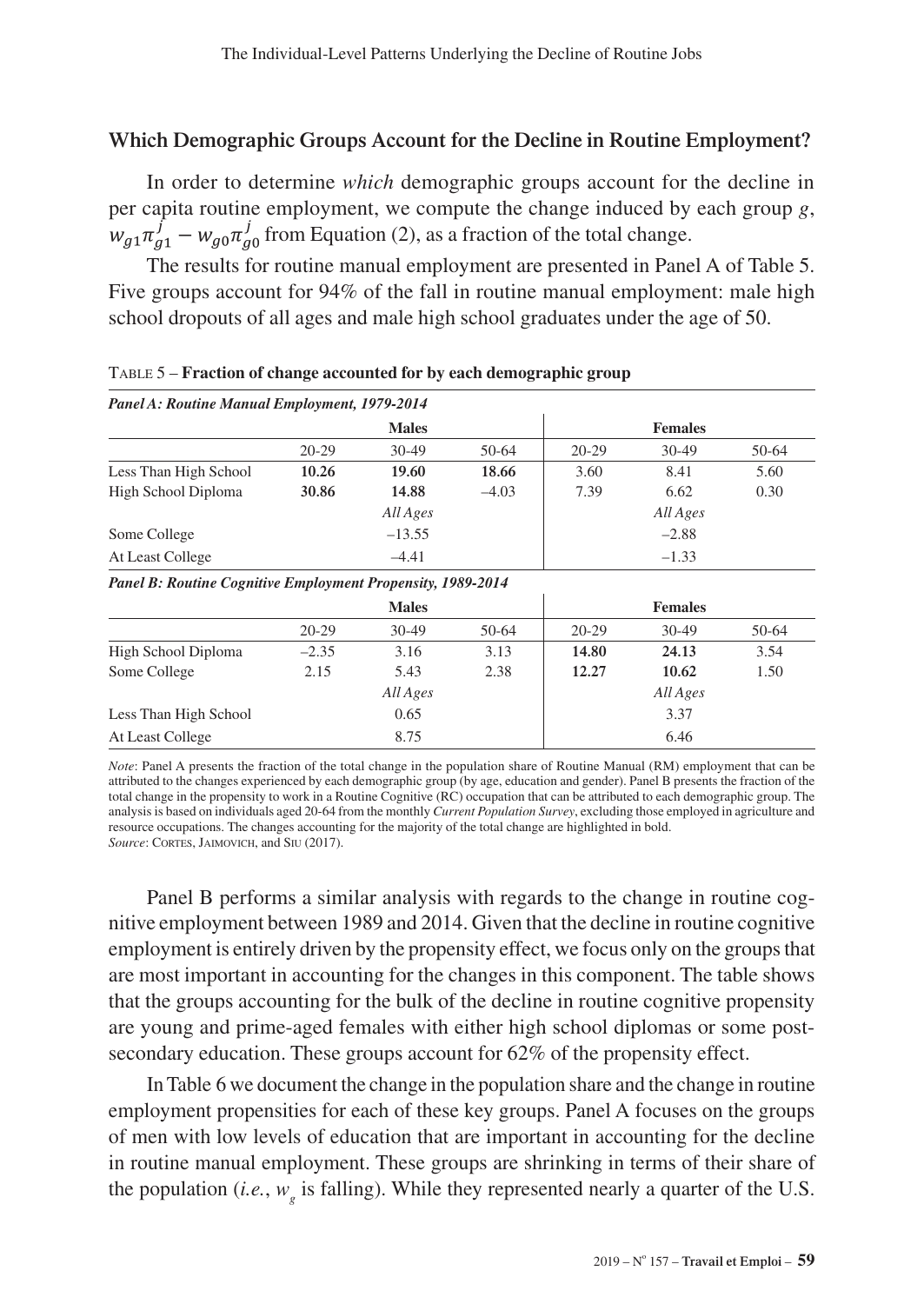## Which Demographic Groups Account for the Decline in Routine Employment?

In order to determine *which* demographic groups account for the decline in per capita routine employment, we compute the change induced by each group $g$, $w_{g1}\pi_{g1}^{j} - w_{g0}\pi_{g0}^{j}$ from Equation (2), as a fraction of the total change.

The results for routine manual employment are presented in Panel A of Table 5. Five groups account for 94% of the fall in routine manual employment: male high school dropouts of all ages and male high school graduates under the age of 50.

TABLE 5 – **Fraction of change accounted for by each demographic group**

| *Panel A: Routine Manual Employment, 1979-2014* | | | | | | |
|---|---|---|---|---|---|---|
| | **Males** | | | **Females** | | |
| | 20-29 | 30-49 | 50-64 | 20-29 | 30-49 | 50-64 |
| Less Than High School | **10.26** | **19.60** | **18.66** | 3.60 | 8.41 | 5.60 |
| High School Diploma | **30.86** | **14.88** | –4.03 | 7.39 | 6.62 | 0.30 |
| | | *All Ages* | | | *All Ages* | |
| Some College | | –13.55 | | | –2.88 | |
| At Least College | | –4.41 | | | –1.33 | |
| ***Panel B: Routine Cognitive Employment Propensity, 1989-2014*** | | | | | | |
| | **Males** | | | **Females** | | |
| | 20-29 | 30-49 | 50-64 | 20-29 | 30-49 | 50-64 |
| High School Diploma | –2.35 | 3.16 | 3.13 | **14.80** | **24.13** | 3.54 |
| Some College | 2.15 | 5.43 | 2.38 | **12.27** | **10.62** | 1.50 |
| | | *All Ages* | | | *All Ages* | |
| Less Than High School | | 0.65 | | | 3.37 | |
| At Least College | | 8.75 | | | 6.46 | |

*Note*: Panel A presents the fraction of the total change in the population share of Routine Manual (RM) employment that can be attributed to the changes experienced by each demographic group (by age, education and gender). Panel B presents the fraction of the total change in the propensity to work in a Routine Cognitive (RC) occupation that can be attributed to each demographic group. The analysis is based on individuals aged 20-64 from the monthly *Current Population Survey*, excluding those employed in agriculture and resource occupations. The changes accounting for the majority of the total change are highlighted in bold.
*Source*: Cortes, Jaimovich, and Siu (2017).

Panel B performs a similar analysis with regards to the change in routine cognitive employment between 1989 and 2014. Given that the decline in routine cognitive employment is entirely driven by the propensity effect, we focus only on the groups that are most important in accounting for the changes in this component. The table shows that the groups accounting for the bulk of the decline in routine cognitive propensity are young and prime-aged females with either high school diplomas or some post-secondary education. These groups account for 62% of the propensity effect.

In Table 6 we document the change in the population share and the change in routine employment propensities for each of these key groups. Panel A focuses on the groups of men with low levels of education that are important in accounting for the decline in routine manual employment. These groups are shrinking in terms of their share of the population (*i.e.*, $w_g$ is falling). While they represented nearly a quarter of the U.S.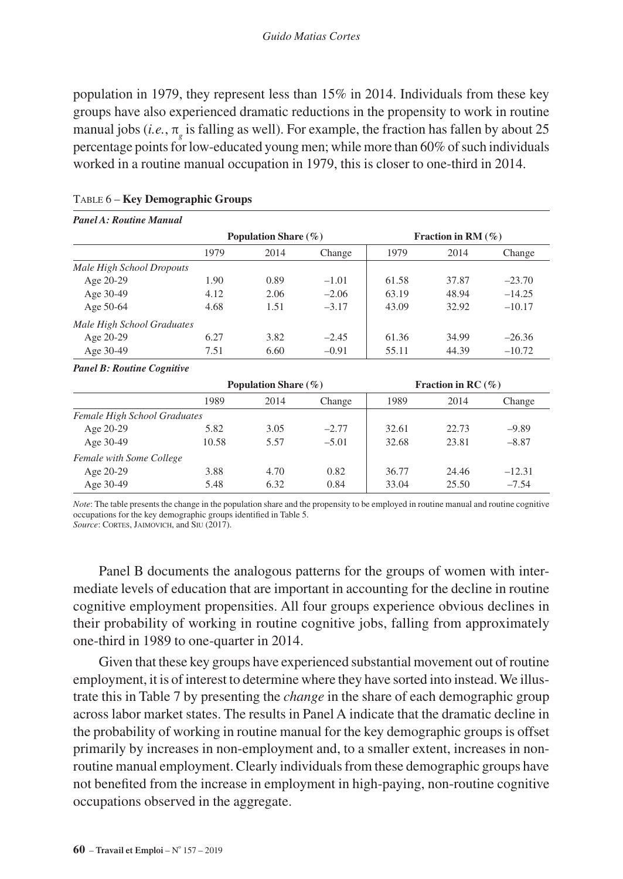population in 1979, they represent less than 15% in 2014. Individuals from these key groups have also experienced dramatic reductions in the propensity to work in routine manual jobs (*i.e.*, $\pi_g$ is falling as well). For example, the fraction has fallen by about 25 percentage points for low-educated young men; while more than 60% of such individuals worked in a routine manual occupation in 1979, this is closer to one-third in 2014.

Table 6 – **Key Demographic Groups**

***Panel A: Routine Manual***

| | **Population Share (%)** | | | **Fraction in RM (%)** | | |
|---|---|---|---|---|---|---|
| | 1979 | 2014 | Change | 1979 | 2014 | Change |
| *Male High School Dropouts* | | | | | | |
| Age 20-29 | 1.90 | 0.89 | –1.01 | 61.58 | 37.87 | –23.70 |
| Age 30-49 | 4.12 | 2.06 | –2.06 | 63.19 | 48.94 | –14.25 |
| Age 50-64 | 4.68 | 1.51 | –3.17 | 43.09 | 32.92 | –10.17 |
| *Male High School Graduates* | | | | | | |
| Age 20-29 | 6.27 | 3.82 | –2.45 | 61.36 | 34.99 | –26.36 |
| Age 30-49 | 7.51 | 6.60 | –0.91 | 55.11 | 44.39 | –10.72 |

***Panel B: Routine Cognitive***

| | **Population Share (%)** | | | **Fraction in RC (%)** | | |
|---|---|---|---|---|---|---|
| | 1989 | 2014 | Change | 1989 | 2014 | Change |
| *Female High School Graduates* | | | | | | |
| Age 20-29 | 5.82 | 3.05 | –2.77 | 32.61 | 22.73 | –9.89 |
| Age 30-49 | 10.58 | 5.57 | –5.01 | 32.68 | 23.81 | –8.87 |
| *Female with Some College* | | | | | | |
| Age 20-29 | 3.88 | 4.70 | 0.82 | 36.77 | 24.46 | –12.31 |
| Age 30-49 | 5.48 | 6.32 | 0.84 | 33.04 | 25.50 | –7.54 |

*Note*: The table presents the change in the population share and the propensity to be employed in routine manual and routine cognitive occupations for the key demographic groups identified in Table 5.
*Source*: Cortes, Jaimovich, and Siu (2017).

Panel B documents the analogous patterns for the groups of women with intermediate levels of education that are important in accounting for the decline in routine cognitive employment propensities. All four groups experience obvious declines in their probability of working in routine cognitive jobs, falling from approximately one-third in 1989 to one-quarter in 2014.

Given that these key groups have experienced substantial movement out of routine employment, it is of interest to determine where they have sorted into instead. We illustrate this in Table 7 by presenting the *change* in the share of each demographic group across labor market states. The results in Panel A indicate that the dramatic decline in the probability of working in routine manual for the key demographic groups is offset primarily by increases in non-employment and, to a smaller extent, increases in non-routine manual employment. Clearly individuals from these demographic groups have not benefited from the increase in employment in high-paying, non-routine cognitive occupations observed in the aggregate.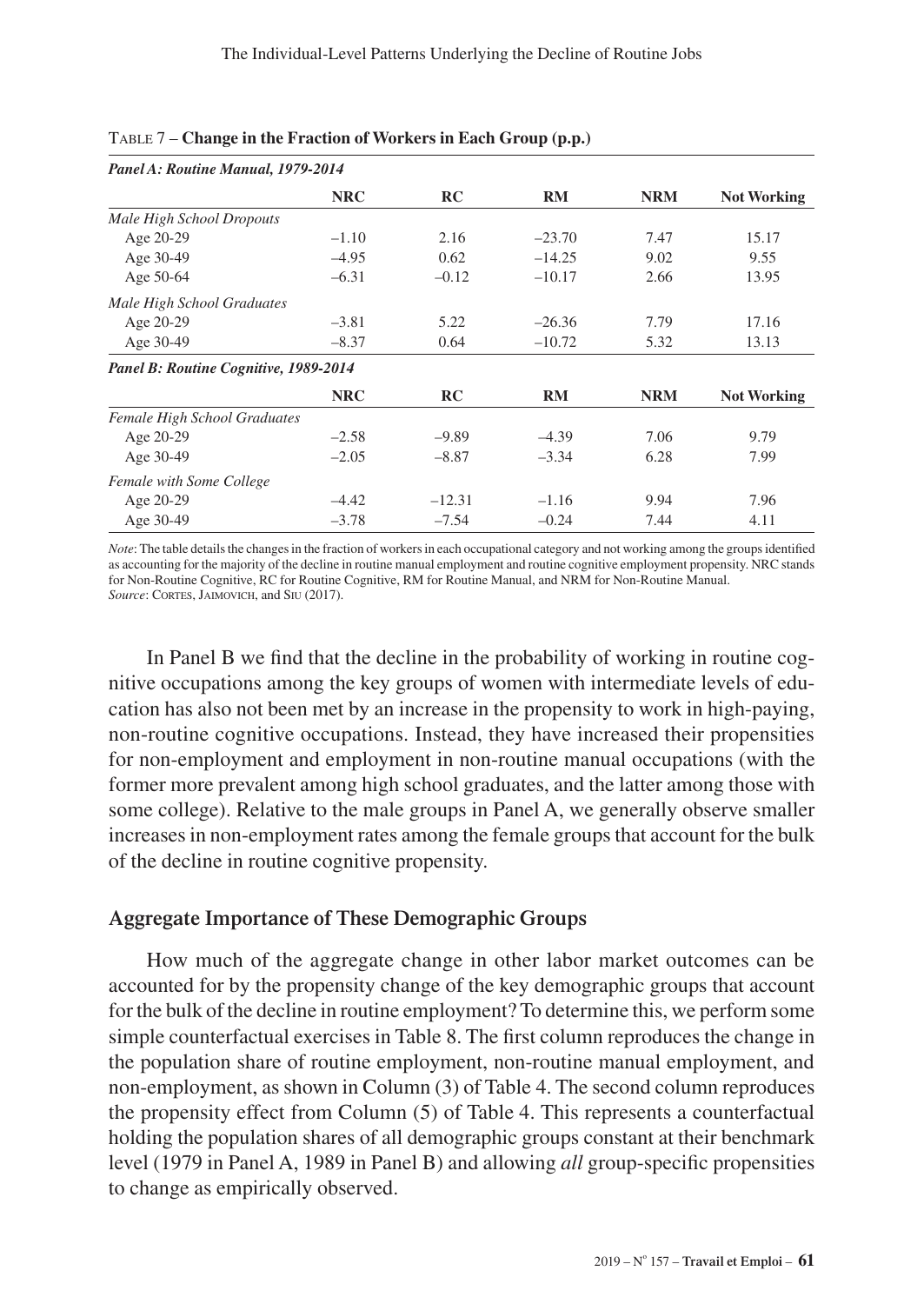Table 7 – **Change in the Fraction of Workers in Each Group (p.p.)**

| ***Panel A: Routine Manual, 1979-2014*** | | | | | |
|---|---|---|---|---|---|
| | **NRC** | **RC** | **RM** | **NRM** | **Not Working** |
| *Male High School Dropouts* | | | | | |
| Age 20-29 | –1.10 | 2.16 | –23.70 | 7.47 | 15.17 |
| Age 30-49 | –4.95 | 0.62 | –14.25 | 9.02 | 9.55 |
| Age 50-64 | –6.31 | –0.12 | –10.17 | 2.66 | 13.95 |
| *Male High School Graduates* | | | | | |
| Age 20-29 | –3.81 | 5.22 | –26.36 | 7.79 | 17.16 |
| Age 30-49 | –8.37 | 0.64 | –10.72 | 5.32 | 13.13 |
| ***Panel B: Routine Cognitive, 1989-2014*** | | | | | |
| | **NRC** | **RC** | **RM** | **NRM** | **Not Working** |
| *Female High School Graduates* | | | | | |
| Age 20-29 | –2.58 | –9.89 | –4.39 | 7.06 | 9.79 |
| Age 30-49 | –2.05 | –8.87 | –3.34 | 6.28 | 7.99 |
| *Female with Some College* | | | | | |
| Age 20-29 | –4.42 | –12.31 | –1.16 | 9.94 | 7.96 |
| Age 30-49 | –3.78 | –7.54 | –0.24 | 7.44 | 4.11 |

*Note*: The table details the changes in the fraction of workers in each occupational category and not working among the groups identified as accounting for the majority of the decline in routine manual employment and routine cognitive employment propensity. NRC stands for Non-Routine Cognitive, RC for Routine Cognitive, RM for Routine Manual, and NRM for Non-Routine Manual.
*Source*: Cortes, Jaimovich, and Siu (2017).

In Panel B we find that the decline in the probability of working in routine cognitive occupations among the key groups of women with intermediate levels of education has also not been met by an increase in the propensity to work in high-paying, non-routine cognitive occupations. Instead, they have increased their propensities for non-employment and employment in non-routine manual occupations (with the former more prevalent among high school graduates, and the latter among those with some college). Relative to the male groups in Panel A, we generally observe smaller increases in non-employment rates among the female groups that account for the bulk of the decline in routine cognitive propensity.

## Aggregate Importance of These Demographic Groups

How much of the aggregate change in other labor market outcomes can be accounted for by the propensity change of the key demographic groups that account for the bulk of the decline in routine employment? To determine this, we perform some simple counterfactual exercises in Table 8. The first column reproduces the change in the population share of routine employment, non-routine manual employment, and non-employment, as shown in Column (3) of Table 4. The second column reproduces the propensity effect from Column (5) of Table 4. This represents a counterfactual holding the population shares of all demographic groups constant at their benchmark level (1979 in Panel A, 1989 in Panel B) and allowing *all* group-specific propensities to change as empirically observed.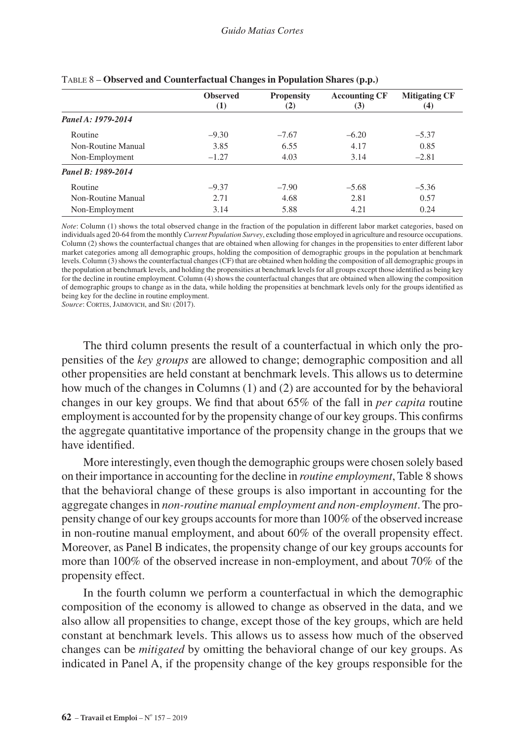Table 8 – **Observed and Counterfactual Changes in Population Shares (p.p.)**

| | **Observed (1)** | **Propensity (2)** | **Accounting CF (3)** | **Mitigating CF (4)** |
|---|---|---|---|---|
| ***Panel A: 1979-2014*** | | | | |
| Routine | –9.30 | –7.67 | –6.20 | –5.37 |
| Non-Routine Manual | 3.85 | 6.55 | 4.17 | 0.85 |
| Non-Employment | –1.27 | 4.03 | 3.14 | –2.81 |
| ***Panel B: 1989-2014*** | | | | |
| Routine | –9.37 | –7.90 | –5.68 | –5.36 |
| Non-Routine Manual | 2.71 | 4.68 | 2.81 | 0.57 |
| Non-Employment | 3.14 | 5.88 | 4.21 | 0.24 |

*Note*: Column (1) shows the total observed change in the fraction of the population in different labor market categories, based on individuals aged 20-64 from the monthly *Current Population Survey*, excluding those employed in agriculture and resource occupations. Column (2) shows the counterfactual changes that are obtained when allowing for changes in the propensities to enter different labor market categories among all demographic groups, holding the composition of demographic groups in the population at benchmark levels. Column (3) shows the counterfactual changes (CF) that are obtained when holding the composition of all demographic groups in the population at benchmark levels, and holding the propensities at benchmark levels for all groups except those identified as being key for the decline in routine employment. Column (4) shows the counterfactual changes that are obtained when allowing the composition of demographic groups to change as in the data, while holding the propensities at benchmark levels only for the groups identified as being key for the decline in routine employment.
*Source*: Cortes, Jaimovich, and Siu (2017).

The third column presents the result of a counterfactual in which only the propensities of the *key groups* are allowed to change; demographic composition and all other propensities are held constant at benchmark levels. This allows us to determine how much of the changes in Columns (1) and (2) are accounted for by the behavioral changes in our key groups. We find that about 65% of the fall in *per capita* routine employment is accounted for by the propensity change of our key groups. This confirms the aggregate quantitative importance of the propensity change in the groups that we have identified.

More interestingly, even though the demographic groups were chosen solely based on their importance in accounting for the decline in *routine employment*, Table 8 shows that the behavioral change of these groups is also important in accounting for the aggregate changes in *non-routine manual employment and non-employment*. The propensity change of our key groups accounts for more than 100% of the observed increase in non-routine manual employment, and about 60% of the overall propensity effect. Moreover, as Panel B indicates, the propensity change of our key groups accounts for more than 100% of the observed increase in non-employment, and about 70% of the propensity effect.

In the fourth column we perform a counterfactual in which the demographic composition of the economy is allowed to change as observed in the data, and we also allow all propensities to change, except those of the key groups, which are held constant at benchmark levels. This allows us to assess how much of the observed changes can be *mitigated* by omitting the behavioral change of our key groups. As indicated in Panel A, if the propensity change of the key groups responsible for the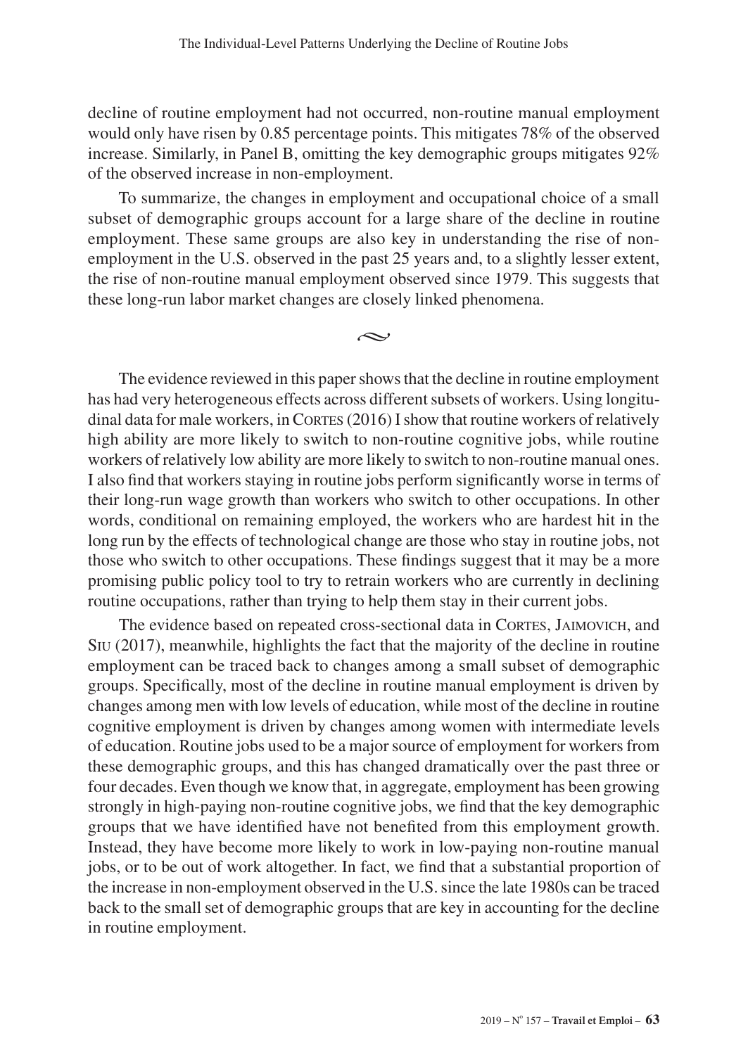decline of routine employment had not occurred, non-routine manual employment would only have risen by 0.85 percentage points. This mitigates 78% of the observed increase. Similarly, in Panel B, omitting the key demographic groups mitigates 92% of the observed increase in non-employment.

To summarize, the changes in employment and occupational choice of a small subset of demographic groups account for a large share of the decline in routine employment. These same groups are also key in understanding the rise of non-employment in the U.S. observed in the past 25 years and, to a slightly lesser extent, the rise of non-routine manual employment observed since 1979. This suggests that these long-run labor market changes are closely linked phenomena.

~

The evidence reviewed in this paper shows that the decline in routine employment has had very heterogeneous effects across different subsets of workers. Using longitudinal data for male workers, in Cortes (2016) I show that routine workers of relatively high ability are more likely to switch to non-routine cognitive jobs, while routine workers of relatively low ability are more likely to switch to non-routine manual ones. I also find that workers staying in routine jobs perform significantly worse in terms of their long-run wage growth than workers who switch to other occupations. In other words, conditional on remaining employed, the workers who are hardest hit in the long run by the effects of technological change are those who stay in routine jobs, not those who switch to other occupations. These findings suggest that it may be a more promising public policy tool to try to retrain workers who are currently in declining routine occupations, rather than trying to help them stay in their current jobs.

The evidence based on repeated cross-sectional data in Cortes, Jaimovich, and Siu (2017), meanwhile, highlights the fact that the majority of the decline in routine employment can be traced back to changes among a small subset of demographic groups. Specifically, most of the decline in routine manual employment is driven by changes among men with low levels of education, while most of the decline in routine cognitive employment is driven by changes among women with intermediate levels of education. Routine jobs used to be a major source of employment for workers from these demographic groups, and this has changed dramatically over the past three or four decades. Even though we know that, in aggregate, employment has been growing strongly in high-paying non-routine cognitive jobs, we find that the key demographic groups that we have identified have not benefited from this employment growth. Instead, they have become more likely to work in low-paying non-routine manual jobs, or to be out of work altogether. In fact, we find that a substantial proportion of the increase in non-employment observed in the U.S. since the late 1980s can be traced back to the small set of demographic groups that are key in accounting for the decline in routine employment.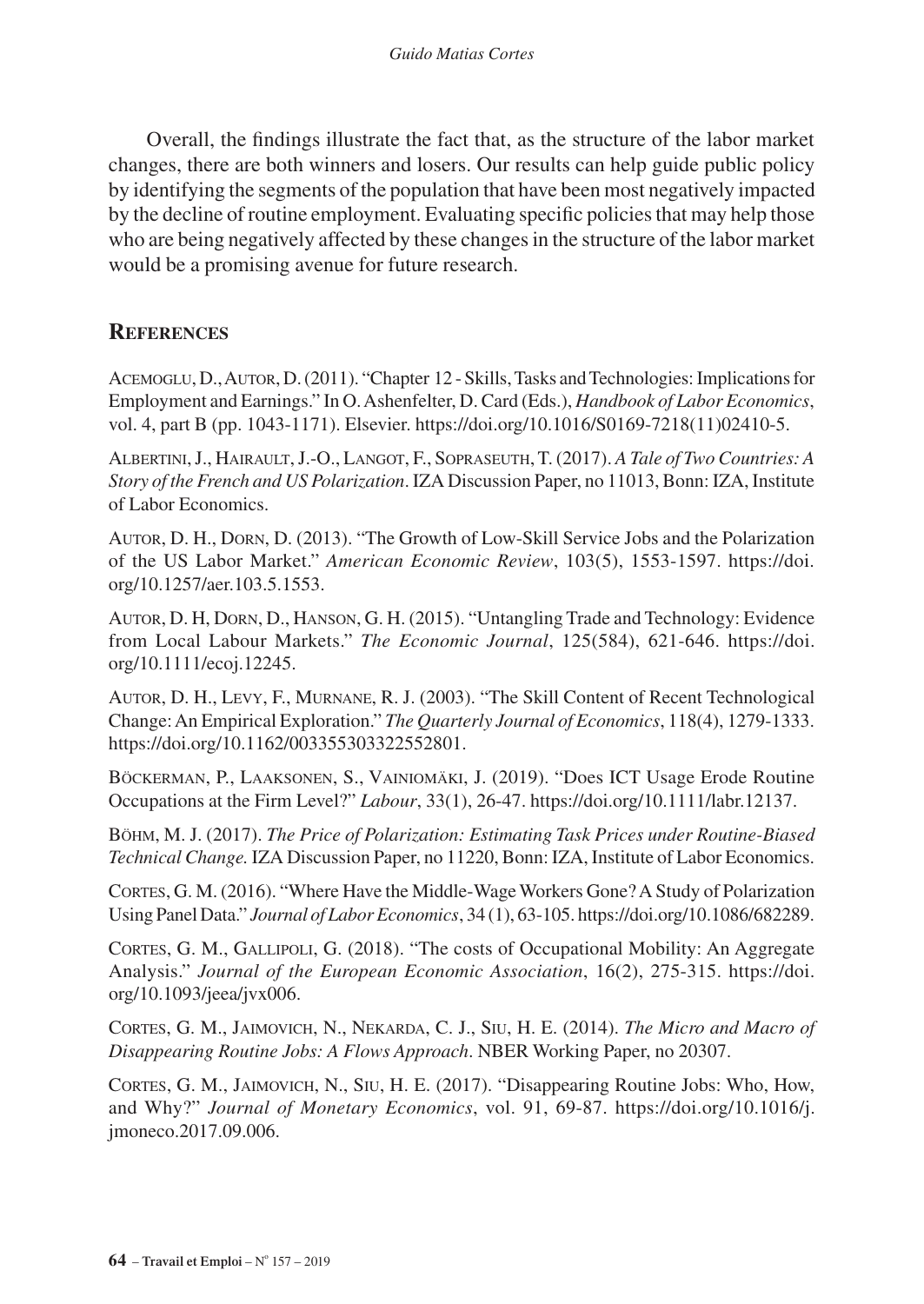Overall, the findings illustrate the fact that, as the structure of the labor market changes, there are both winners and losers. Our results can help guide public policy by identifying the segments of the population that have been most negatively impacted by the decline of routine employment. Evaluating specific policies that may help those who are being negatively affected by these changes in the structure of the labor market would be a promising avenue for future research.

## References

Acemoglu, D., Autor, D. (2011). "Chapter 12 - Skills, Tasks and Technologies: Implications for Employment and Earnings." In O. Ashenfelter, D. Card (Eds.), *Handbook of Labor Economics*, vol. 4, part B (pp. 1043-1171). Elsevier. https://doi.org/10.1016/S0169-7218(11)02410-5.

Albertini, J., Hairault, J.-O., Langot, F., Sopraseuth, T. (2017). *A Tale of Two Countries: A Story of the French and US Polarization*. IZA Discussion Paper, no 11013, Bonn: IZA, Institute of Labor Economics.

Autor, D. H., Dorn, D. (2013). "The Growth of Low-Skill Service Jobs and the Polarization of the US Labor Market." *American Economic Review*, 103(5), 1553-1597. https://doi.org/10.1257/aer.103.5.1553.

Autor, D. H, Dorn, D., Hanson, G. H. (2015). "Untangling Trade and Technology: Evidence from Local Labour Markets." *The Economic Journal*, 125(584), 621-646. https://doi.org/10.1111/ecoj.12245.

Autor, D. H., Levy, F., Murnane, R. J. (2003). "The Skill Content of Recent Technological Change: An Empirical Exploration." *The Quarterly Journal of Economics*, 118(4), 1279-1333. https://doi.org/10.1162/003355303322552801.

Böckerman, P., Laaksonen, S., Vainiomäki, J. (2019). "Does ICT Usage Erode Routine Occupations at the Firm Level?" *Labour*, 33(1), 26-47. https://doi.org/10.1111/labr.12137.

Böhm, M. J. (2017). *The Price of Polarization: Estimating Task Prices under Routine-Biased Technical Change.* IZA Discussion Paper, no 11220, Bonn: IZA, Institute of Labor Economics.

Cortes, G. M. (2016). "Where Have the Middle-Wage Workers Gone? A Study of Polarization Using Panel Data." *Journal of Labor Economics*, 34 (1), 63-105. https://doi.org/10.1086/682289.

Cortes, G. M., Gallipoli, G. (2018). "The costs of Occupational Mobility: An Aggregate Analysis." *Journal of the European Economic Association*, 16(2), 275-315. https://doi.org/10.1093/jeea/jvx006.

Cortes, G. M., Jaimovich, N., Nekarda, C. J., Siu, H. E. (2014). *The Micro and Macro of Disappearing Routine Jobs: A Flows Approach*. NBER Working Paper, no 20307.

Cortes, G. M., Jaimovich, N., Siu, H. E. (2017). "Disappearing Routine Jobs: Who, How, and Why?" *Journal of Monetary Economics*, vol. 91, 69-87. https://doi.org/10.1016/j.jmoneco.2017.09.006.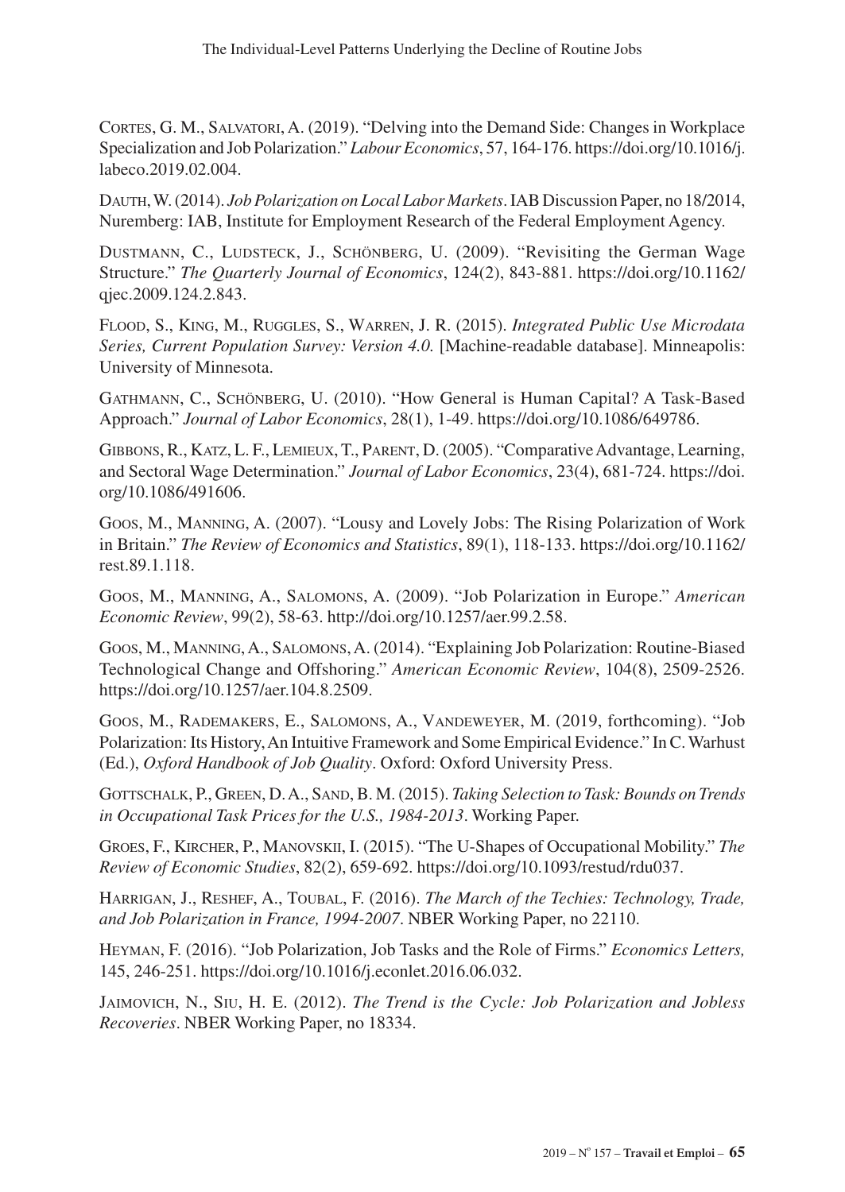Cortes, G. M., Salvatori, A. (2019). "Delving into the Demand Side: Changes in Workplace Specialization and Job Polarization." *Labour Economics*, 57, 164-176. https://doi.org/10.1016/j.labeco.2019.02.004.

Dauth, W. (2014). *Job Polarization on Local Labor Markets*. IAB Discussion Paper, no 18/2014, Nuremberg: IAB, Institute for Employment Research of the Federal Employment Agency.

Dustmann, C., Ludsteck, J., Schönberg, U. (2009). "Revisiting the German Wage Structure." *The Quarterly Journal of Economics*, 124(2), 843-881. https://doi.org/10.1162/qjec.2009.124.2.843.

Flood, S., King, M., Ruggles, S., Warren, J. R. (2015). *Integrated Public Use Microdata Series, Current Population Survey: Version 4.0.* [Machine-readable database]. Minneapolis: University of Minnesota.

Gathmann, C., Schönberg, U. (2010). "How General is Human Capital? A Task-Based Approach." *Journal of Labor Economics*, 28(1), 1-49. https://doi.org/10.1086/649786.

Gibbons, R., Katz, L. F., Lemieux, T., Parent, D. (2005). "Comparative Advantage, Learning, and Sectoral Wage Determination." *Journal of Labor Economics*, 23(4), 681-724. https://doi.org/10.1086/491606.

Goos, M., Manning, A. (2007). "Lousy and Lovely Jobs: The Rising Polarization of Work in Britain." *The Review of Economics and Statistics*, 89(1), 118-133. https://doi.org/10.1162/rest.89.1.118.

Goos, M., Manning, A., Salomons, A. (2009). "Job Polarization in Europe." *American Economic Review*, 99(2), 58-63. http://doi.org/10.1257/aer.99.2.58.

Goos, M., Manning, A., Salomons, A. (2014). "Explaining Job Polarization: Routine-Biased Technological Change and Offshoring." *American Economic Review*, 104(8), 2509-2526. https://doi.org/10.1257/aer.104.8.2509.

Goos, M., Rademakers, E., Salomons, A., Vandeweyer, M. (2019, forthcoming). "Job Polarization: Its History, An Intuitive Framework and Some Empirical Evidence." In C. Warhust (Ed.), *Oxford Handbook of Job Quality*. Oxford: Oxford University Press.

Gottschalk, P., Green, D. A., Sand, B. M. (2015). *Taking Selection to Task: Bounds on Trends in Occupational Task Prices for the U.S., 1984-2013*. Working Paper.

Groes, F., Kircher, P., Manovskii, I. (2015). "The U-Shapes of Occupational Mobility." *The Review of Economic Studies*, 82(2), 659-692. https://doi.org/10.1093/restud/rdu037.

Harrigan, J., Reshef, A., Toubal, F. (2016). *The March of the Techies: Technology, Trade, and Job Polarization in France, 1994-2007*. NBER Working Paper, no 22110.

Heyman, F. (2016). "Job Polarization, Job Tasks and the Role of Firms." *Economics Letters,* 145, 246-251. https://doi.org/10.1016/j.econlet.2016.06.032.

Jaimovich, N., Siu, H. E. (2012). *The Trend is the Cycle: Job Polarization and Jobless Recoveries*. NBER Working Paper, no 18334.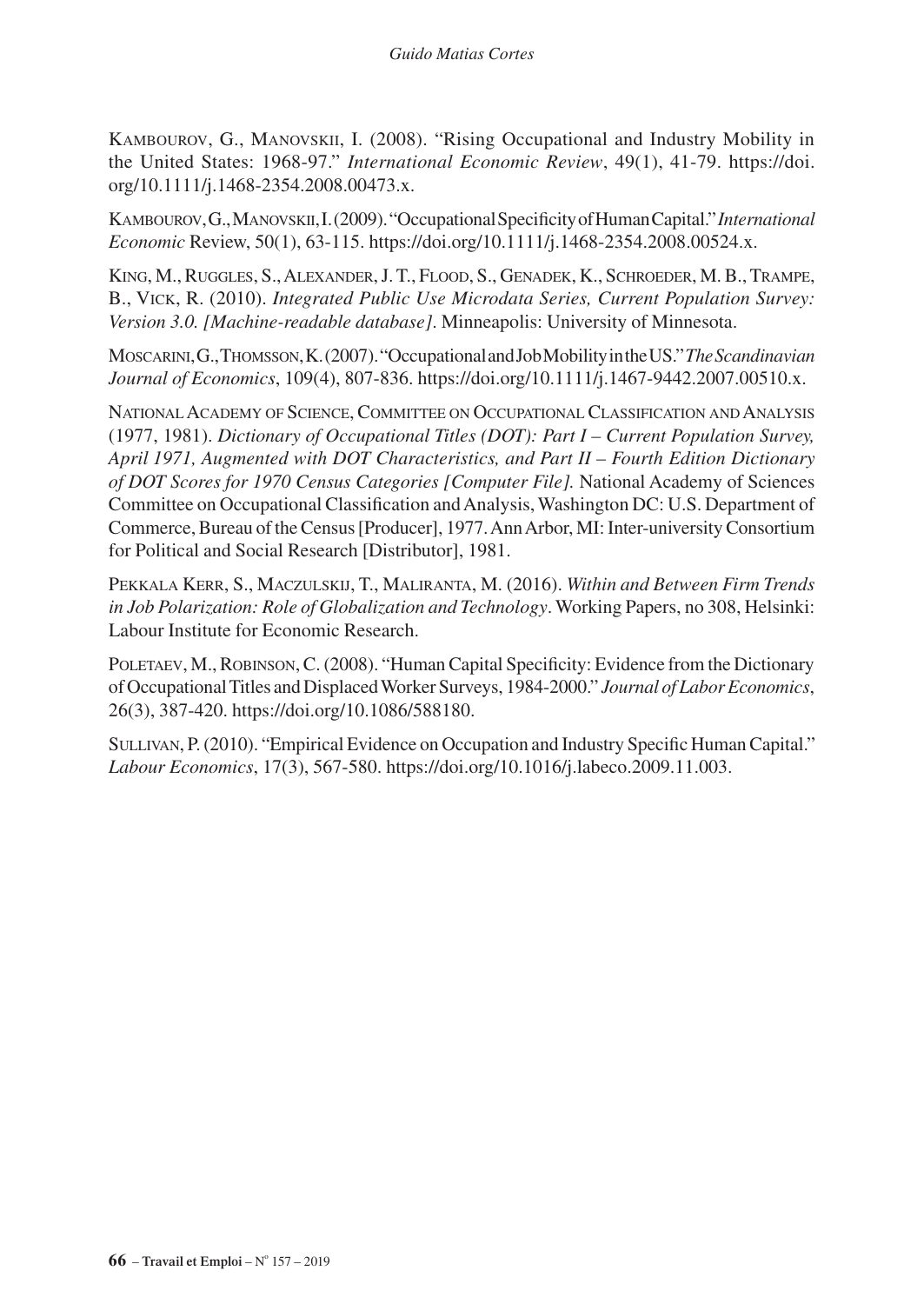Kambourov, G., Manovskii, I. (2008). "Rising Occupational and Industry Mobility in the United States: 1968-97." *International Economic Review*, 49(1), 41-79. https://doi.org/10.1111/j.1468-2354.2008.00473.x.

Kambourov, G., Manovskii, I. (2009). "Occupational Specificity of Human Capital." *International Economic* Review, 50(1), 63-115. https://doi.org/10.1111/j.1468-2354.2008.00524.x.

King, M., Ruggles, S., Alexander, J. T., Flood, S., Genadek, K., Schroeder, M. B., Trampe, B., Vick, R. (2010). *Integrated Public Use Microdata Series, Current Population Survey: Version 3.0. [Machine-readable database]*. Minneapolis: University of Minnesota.

Moscarini, G., Thomsson, K. (2007). "Occupational and Job Mobility in the US." *The Scandinavian Journal of Economics*, 109(4), 807-836. https://doi.org/10.1111/j.1467-9442.2007.00510.x.

National Academy of Science, Committee on Occupational Classification and Analysis (1977, 1981). *Dictionary of Occupational Titles (DOT): Part I – Current Population Survey, April 1971, Augmented with DOT Characteristics, and Part II – Fourth Edition Dictionary of DOT Scores for 1970 Census Categories [Computer File].* National Academy of Sciences Committee on Occupational Classification and Analysis, Washington DC: U.S. Department of Commerce, Bureau of the Census [Producer], 1977. Ann Arbor, MI: Inter-university Consortium for Political and Social Research [Distributor], 1981.

Pekkala Kerr, S., Maczulskij, T., Maliranta, M. (2016). *Within and Between Firm Trends in Job Polarization: Role of Globalization and Technology*. Working Papers, no 308, Helsinki: Labour Institute for Economic Research.

Poletaev, M., Robinson, C. (2008). "Human Capital Specificity: Evidence from the Dictionary of Occupational Titles and Displaced Worker Surveys, 1984-2000." *Journal of Labor Economics*, 26(3), 387-420. https://doi.org/10.1086/588180.

Sullivan, P. (2010). "Empirical Evidence on Occupation and Industry Specific Human Capital." *Labour Economics*, 17(3), 567-580. https://doi.org/10.1016/j.labeco.2009.11.003.